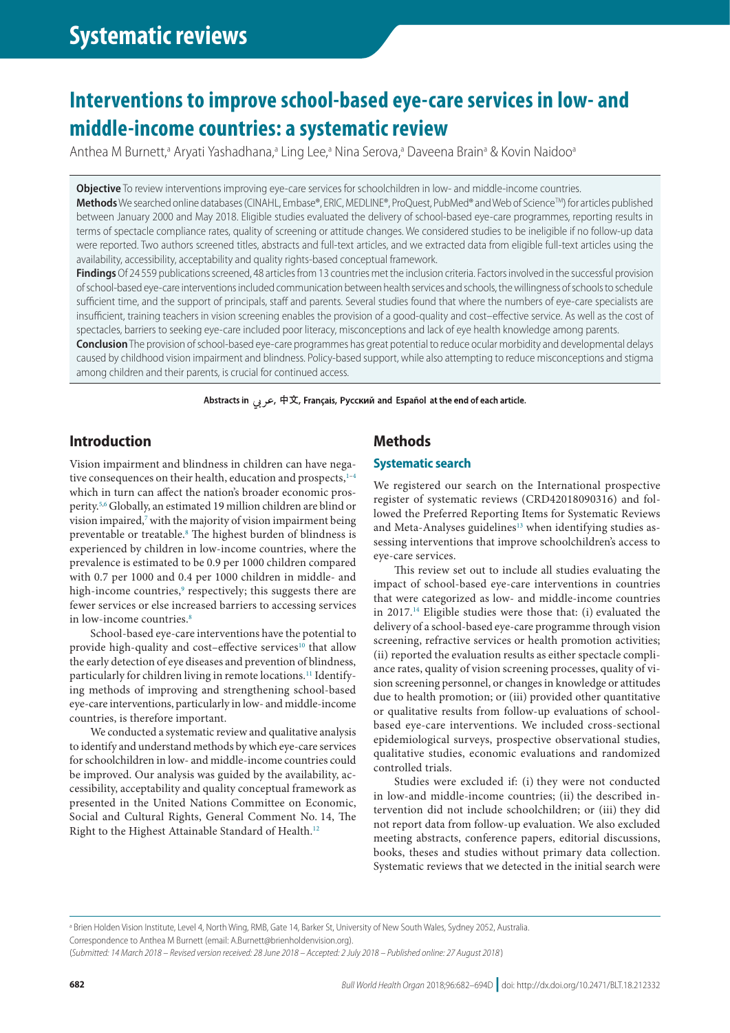# Systematic reviews

# Interventions to improve school-based eye-care services in low- and middle-income countries: a systematic review

Anthea M Burnett,[a] Aryati Yashadhana,[a] Ling Lee,[a] Nina Serova,[a] Daveena Brain[a] & Kovin Naidoo[a]

**Objective** To review interventions improving eye-care services for schoolchildren in low- and middle-income countries.

**Methods** We searched online databases (CINAHL, Embase®, ERIC, MEDLINE®, ProQuest, PubMed® and Web of Science™) for articles published between January 2000 and May 2018. Eligible studies evaluated the delivery of school-based eye-care programmes, reporting results in terms of spectacle compliance rates, quality of screening or attitude changes. We considered studies to be ineligible if no follow-up data were reported. Two authors screened titles, abstracts and full-text articles, and we extracted data from eligible full-text articles using the availability, accessibility, acceptability and quality rights-based conceptual framework.

**Findings** Of 24 559 publications screened, 48 articles from 13 countries met the inclusion criteria. Factors involved in the successful provision of school-based eye-care interventions included communication between health services and schools, the willingness of schools to schedule sufficient time, and the support of principals, staff and parents. Several studies found that where the numbers of eye-care specialists are insufficient, training teachers in vision screening enables the provision of a good-quality and cost–effective service. As well as the cost of spectacles, barriers to seeking eye-care included poor literacy, misconceptions and lack of eye health knowledge among parents.

**Conclusion** The provision of school-based eye-care programmes has great potential to reduce ocular morbidity and developmental delays caused by childhood vision impairment and blindness. Policy-based support, while also attempting to reduce misconceptions and stigma among children and their parents, is crucial for continued access.

**Abstracts in عربي, 中文, Français, Русский and Español at the end of each article.**

## Introduction

Vision impairment and blindness in children can have negative consequences on their health, education and prospects,[1–4] which in turn can affect the nation's broader economic prosperity.[5,6] Globally, an estimated 19 million children are blind or vision impaired,[7] with the majority of vision impairment being preventable or treatable.[8] The highest burden of blindness is experienced by children in low-income countries, where the prevalence is estimated to be 0.9 per 1000 children compared with 0.7 per 1000 and 0.4 per 1000 children in middle- and high-income countries,[9] respectively; this suggests there are fewer services or else increased barriers to accessing services in low-income countries.[8]

School-based eye-care interventions have the potential to provide high-quality and cost–effective services[10] that allow the early detection of eye diseases and prevention of blindness, particularly for children living in remote locations.[11] Identifying methods of improving and strengthening school-based eye-care interventions, particularly in low- and middle-income countries, is therefore important.

We conducted a systematic review and qualitative analysis to identify and understand methods by which eye-care services for schoolchildren in low- and middle-income countries could be improved. Our analysis was guided by the availability, accessibility, acceptability and quality conceptual framework as presented in the United Nations Committee on Economic, Social and Cultural Rights, General Comment No. 14, The Right to the Highest Attainable Standard of Health.[12]

## Methods

### Systematic search

We registered our search on the International prospective register of systematic reviews (CRD42018090316) and followed the Preferred Reporting Items for Systematic Reviews and Meta-Analyses guidelines[13] when identifying studies assessing interventions that improve schoolchildren's access to eye-care services.

This review set out to include all studies evaluating the impact of school-based eye-care interventions in countries that were categorized as low- and middle-income countries in 2017.[14] Eligible studies were those that: (i) evaluated the delivery of a school-based eye-care programme through vision screening, refractive services or health promotion activities; (ii) reported the evaluation results as either spectacle compliance rates, quality of vision screening processes, quality of vision screening personnel, or changes in knowledge or attitudes due to health promotion; or (iii) provided other quantitative or qualitative results from follow-up evaluations of school-based eye-care interventions. We included cross-sectional epidemiological surveys, prospective observational studies, qualitative studies, economic evaluations and randomized controlled trials.

Studies were excluded if: (i) they were not conducted in low-and middle-income countries; (ii) the described intervention did not include schoolchildren; or (iii) they did not report data from follow-up evaluation. We also excluded meeting abstracts, conference papers, editorial discussions, books, theses and studies without primary data collection. Systematic reviews that we detected in the initial search were

[a] Brien Holden Vision Institute, Level 4, North Wing, RMB, Gate 14, Barker St, University of New South Wales, Sydney 2052, Australia.

Correspondence to Anthea M Burnett (email: A.Burnett@brienholdenvision.org).

(*Submitted: 14 March 2018 – Revised version received: 28 June 2018 – Accepted: 2 July 2018 – Published online: 27 August 2018*)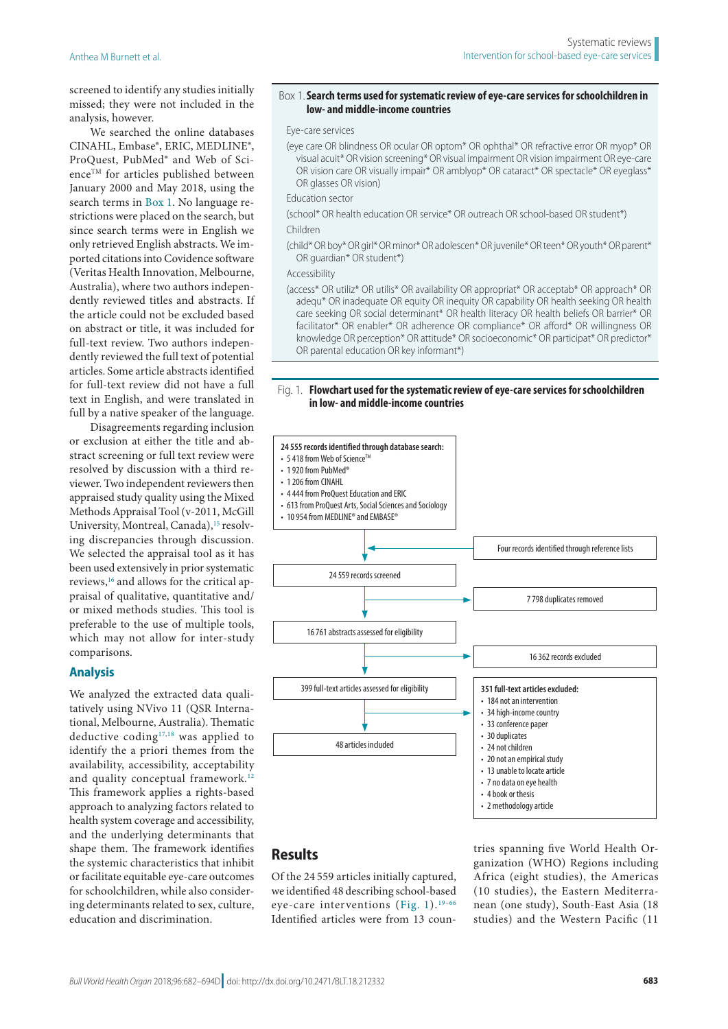screened to identify any studies initially missed; they were not included in the analysis, however.

We searched the online databases CINAHL, Embase®, ERIC, MEDLINE®, ProQuest, PubMed® and Web of Science™ for articles published between January 2000 and May 2018, using the search terms in Box 1. No language restrictions were placed on the search, but since search terms were in English we only retrieved English abstracts. We imported citations into Covidence software (Veritas Health Innovation, Melbourne, Australia), where two authors independently reviewed titles and abstracts. If the article could not be excluded based on abstract or title, it was included for full-text review. Two authors independently reviewed the full text of potential articles. Some article abstracts identified for full-text review did not have a full text in English, and were translated in full by a native speaker of the language.

Disagreements regarding inclusion or exclusion at either the title and abstract screening or full text review were resolved by discussion with a third reviewer. Two independent reviewers then appraised study quality using the Mixed Methods Appraisal Tool (v-2011, McGill University, Montreal, Canada),[15] resolving discrepancies through discussion. We selected the appraisal tool as it has been used extensively in prior systematic reviews,[16] and allows for the critical appraisal of qualitative, quantitative and/or mixed methods studies. This tool is preferable to the use of multiple tools, which may not allow for inter-study comparisons.

## Analysis

We analyzed the extracted data qualitatively using NVivo 11 (QSR International, Melbourne, Australia). Thematic deductive coding[17,18] was applied to identify the a priori themes from the availability, accessibility, acceptability and quality conceptual framework.[12] This framework applies a rights-based approach to analyzing factors related to health system coverage and accessibility, and the underlying determinants that shape them. The framework identifies the systemic characteristics that inhibit or facilitate equitable eye-care outcomes for schoolchildren, while also considering determinants related to sex, culture, education and discrimination.

Box 1. **Search terms used for systematic review of eye-care services for schoolchildren in low- and middle-income countries**

Eye-care services

(eye care OR blindness OR ocular OR optom* OR ophthal* OR refractive error OR myop* OR visual acuit* OR vision screening* OR visual impairment OR vision impairment OR eye-care OR vision care OR visually impair* OR amblyop* OR cataract* OR spectacle* OR eyeglass* OR glasses OR vision)

Education sector

(school* OR health education OR service* OR outreach OR school-based OR student*)

Children

(child* OR boy* OR girl* OR minor* OR adolescen* OR juvenile* OR teen* OR youth* OR parent* OR guardian* OR student*)

Accessibility

(access* OR utiliz* OR utilis* OR availability OR appropriat* OR acceptab* OR approach* OR adequ* OR inadequate OR equity OR inequity OR capability OR health seeking OR health care seeking OR social determinant* OR health literacy OR health beliefs OR barrier* OR facilitator* OR enabler* OR adherence OR compliance* OR afford* OR willingness OR knowledge OR perception* OR attitude* OR socioeconomic* OR participat* OR predictor* OR parental education OR key informant*)

Fig. 1. **Flowchart used for the systematic review of eye-care services for schoolchildren in low- and middle-income countries**

**24 555 records identified through database search:**
- 5 418 from Web of Science™
- 1 920 from PubMed®
- 1 206 from CINAHL
- 4 444 from ProQuest Education and ERIC
- 613 from ProQuest Arts, Social Sciences and Sociology
- 10 954 from MEDLINE® and EMBASE®

Four records identified through reference lists

24 559 records screened

7 798 duplicates removed

16 761 abstracts assessed for eligibility

16 362 records excluded

399 full-text articles assessed for eligibility

**351 full-text articles excluded:**
- 184 not an intervention
- 34 high-income country
- 33 conference paper
- 30 duplicates
- 24 not children
- 20 not an empirical study
- 13 unable to locate article
- 7 no data on eye health
- 4 book or thesis
- 2 methodology article

48 articles included

## Results

Of the 24 559 articles initially captured, we identified 48 describing school-based eye-care interventions (Fig. 1).[19–66] Identified articles were from 13 countries spanning five World Health Organization (WHO) Regions including Africa (eight studies), the Americas (10 studies), the Eastern Mediterranean (one study), South-East Asia (18 studies) and the Western Pacific (11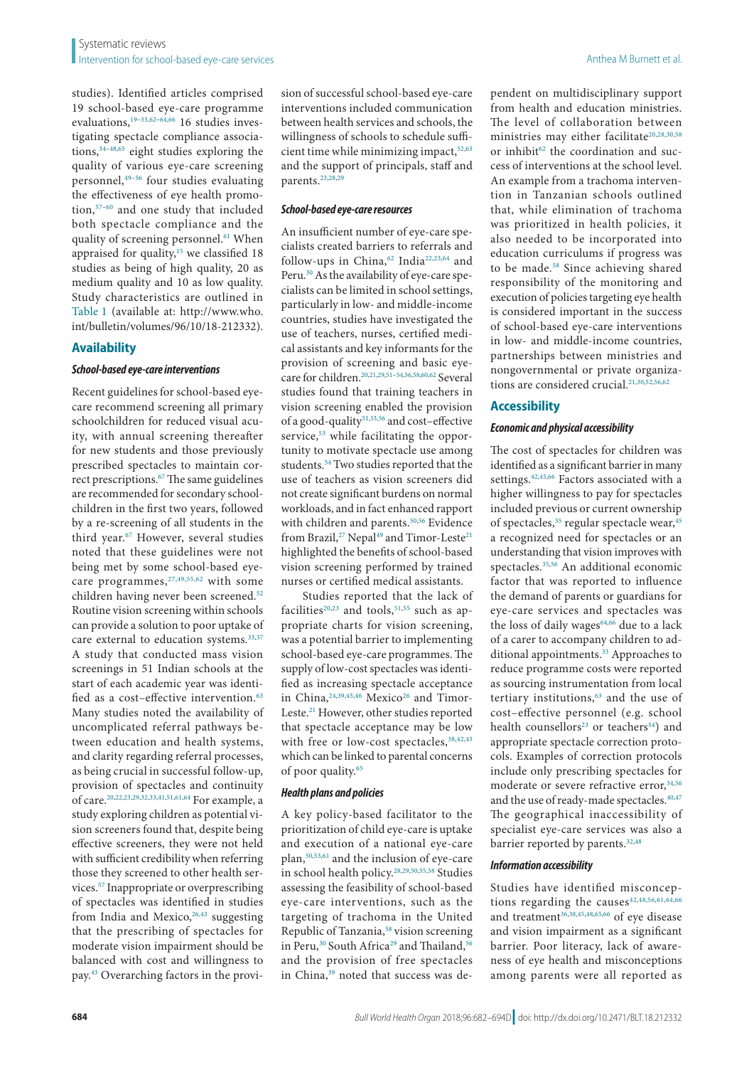studies). Identified articles comprised 19 school-based eye-care programme evaluations,[19–33,62–64,66] 16 studies investigating spectacle compliance associations,[34–48,65] eight studies exploring the quality of various eye-care screening personnel,[49–56] four studies evaluating the effectiveness of eye health promotion,[57–60] and one study that included both spectacle compliance and the quality of screening personnel.[61] When appraised for quality,[15] we classified 18 studies as being of high quality, 20 as medium quality and 10 as low quality. Study characteristics are outlined in Table 1 (available at: http://www.who.int/bulletin/volumes/96/10/18-212332).

## Availability

### *School-based eye-care interventions*

Recent guidelines for school-based eye-care recommend screening all primary schoolchildren for reduced visual acuity, with annual screening thereafter for new students and those previously prescribed spectacles to maintain correct prescriptions.[67] The same guidelines are recommended for secondary schoolchildren in the first two years, followed by a re-screening of all students in the third year.[67] However, several studies noted that these guidelines were not being met by some school-based eye-care programmes,[27,49,55,62] with some children having never been screened.[52] Routine vision screening within schools can provide a solution to poor uptake of care external to education systems.[33,37] A study that conducted mass vision screenings in 51 Indian schools at the start of each academic year was identified as a cost–effective intervention.[63] Many studies noted the availability of uncomplicated referral pathways between education and health systems, and clarity regarding referral processes, as being crucial in successful follow-up, provision of spectacles and continuity of care.[20,22,23,29,32,33,41,51,61,64] For example, a study exploring children as potential vision screeners found that, despite being effective screeners, they were not held with sufficient credibility when referring those they screened to other health services.[57] Inappropriate or overprescribing of spectacles was identified in studies from India and Mexico,[26,43] suggesting that the prescribing of spectacles for moderate vision impairment should be balanced with cost and willingness to pay.[43] Overarching factors in the provision of successful school-based eye-care interventions included communication between health services and schools, the willingness of schools to schedule sufficient time while minimizing impact,[52,63] and the support of principals, staff and parents.[23,28,29]

### *School-based eye-care resources*

An insufficient number of eye-care specialists created barriers to referrals and follow-ups in China,[62] India[22,23,64] and Peru.[30] As the availability of eye-care specialists can be limited in school settings, particularly in low- and middle-income countries, studies have investigated the use of teachers, nurses, certified medical assistants and key informants for the provision of screening and basic eye-care for children.[20,21,29,51–54,56,58,60,62] Several studies found that training teachers in vision screening enabled the provision of a good-quality[51,53,56] and cost–effective service,[53] while facilitating the opportunity to motivate spectacle use among students.[54] Two studies reported that the use of teachers as vision screeners did not create significant burdens on normal workloads, and in fact enhanced rapport with children and parents.[50,56] Evidence from Brazil,[27] Nepal[49] and Timor-Leste[21] highlighted the benefits of school-based vision screening performed by trained nurses or certified medical assistants.

Studies reported that the lack of facilities[20,23] and tools,[51,55] such as appropriate charts for vision screening, was a potential barrier to implementing school-based eye-care programmes. The supply of low-cost spectacles was identified as increasing spectacle acceptance in China,[24,39,45,46] Mexico[26] and Timor-Leste.[21] However, other studies reported that spectacle acceptance may be low with free or low-cost spectacles,[38,42,43] which can be linked to parental concerns of poor quality.[65]

### *Health plans and policies*

A key policy-based facilitator to the prioritization of child eye-care is uptake and execution of a national eye-care plan,[50,53,61] and the inclusion of eye-care in school health policy.[28,29,50,55,58] Studies assessing the feasibility of school-based eye-care interventions, such as the targeting of trachoma in the United Republic of Tanzania,[58] vision screening in Peru,[30] South Africa[29] and Thailand,[56] and the provision of free spectacles in China,[39] noted that success was dependent on multidisciplinary support from health and education ministries. The level of collaboration between ministries may either facilitate[20,28,30,58] or inhibit[62] the coordination and success of interventions at the school level. An example from a trachoma intervention in Tanzanian schools outlined that, while elimination of trachoma was prioritized in health policies, it also needed to be incorporated into education curriculums if progress was to be made.[58] Since achieving shared responsibility of the monitoring and execution of policies targeting eye health is considered important in the success of school-based eye-care interventions in low- and middle-income countries, partnerships between ministries and nongovernmental or private organizations are considered crucial.[21,30,52,56,62]

## Accessibility

### *Economic and physical accessibility*

The cost of spectacles for children was identified as a significant barrier in many settings.[42,45,66] Factors associated with a higher willingness to pay for spectacles included previous or current ownership of spectacles,[35] regular spectacle wear,[45] a recognized need for spectacles or an understanding that vision improves with spectacles.[35,56] An additional economic factor that was reported to influence the demand of parents or guardians for eye-care services and spectacles was the loss of daily wages[64,66] due to a lack of a carer to accompany children to additional appointments.[33] Approaches to reduce programme costs were reported as sourcing instrumentation from local tertiary institutions,[63] and the use of cost–effective personnel (e.g. school health counsellors[23] or teachers[54]) and appropriate spectacle correction protocols. Examples of correction protocols include only prescribing spectacles for moderate or severe refractive error,[34,56] and the use of ready-made spectacles.[40,47] The geographical inaccessibility of specialist eye-care services was also a barrier reported by parents.[32,48]

### *Information accessibility*

Studies have identified misconceptions regarding the causes[42,48,56,61,64,66] and treatment[36,38,45,48,65,66] of eye disease and vision impairment as a significant barrier. Poor literacy, lack of awareness of eye health and misconceptions among parents were all reported as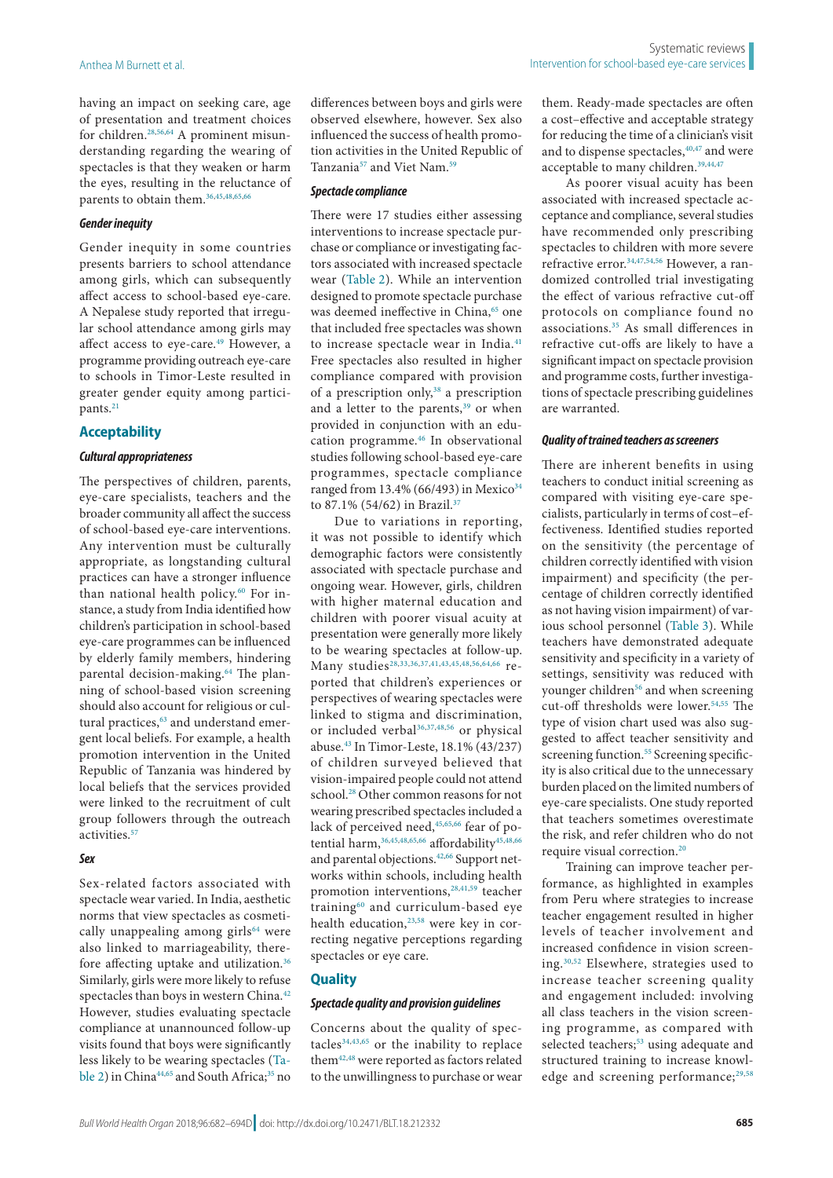having an impact on seeking care, age of presentation and treatment choices for children.[28,56,64] A prominent misunderstanding regarding the wearing of spectacles is that they weaken or harm the eyes, resulting in the reluctance of parents to obtain them.[36,45,48,65,66]

#### *Gender inequity*

Gender inequity in some countries presents barriers to school attendance among girls, which can subsequently affect access to school-based eye-care. A Nepalese study reported that irregular school attendance among girls may affect access to eye-care.[49] However, a programme providing outreach eye-care to schools in Timor-Leste resulted in greater gender equity among participants.[21]

### Acceptability

#### *Cultural appropriateness*

The perspectives of children, parents, eye-care specialists, teachers and the broader community all affect the success of school-based eye-care interventions. Any intervention must be culturally appropriate, as longstanding cultural practices can have a stronger influence than national health policy.[60] For instance, a study from India identified how children's participation in school-based eye-care programmes can be influenced by elderly family members, hindering parental decision-making.[64] The planning of school-based vision screening should also account for religious or cultural practices,[63] and understand emergent local beliefs. For example, a health promotion intervention in the United Republic of Tanzania was hindered by local beliefs that the services provided were linked to the recruitment of cult group followers through the outreach activities.[57]

#### *Sex*

Sex-related factors associated with spectacle wear varied. In India, aesthetic norms that view spectacles as cosmetically unappealing among girls[64] were also linked to marriageability, therefore affecting uptake and utilization.[36] Similarly, girls were more likely to refuse spectacles than boys in western China.[42] However, studies evaluating spectacle compliance at unannounced follow-up visits found that boys were significantly less likely to be wearing spectacles (Table 2) in China[44,65] and South Africa;[35] no differences between boys and girls were observed elsewhere, however. Sex also influenced the success of health promotion activities in the United Republic of Tanzania[57] and Viet Nam.[59]

#### *Spectacle compliance*

There were 17 studies either assessing interventions to increase spectacle purchase or compliance or investigating factors associated with increased spectacle wear (Table 2). While an intervention designed to promote spectacle purchase was deemed ineffective in China,[65] one that included free spectacles was shown to increase spectacle wear in India.[41] Free spectacles also resulted in higher compliance compared with provision of a prescription only,[38] a prescription and a letter to the parents,[39] or when provided in conjunction with an education programme.[46] In observational studies following school-based eye-care programmes, spectacle compliance ranged from 13.4% (66/493) in Mexico[34] to 87.1% (54/62) in Brazil.[37]

Due to variations in reporting, it was not possible to identify which demographic factors were consistently associated with spectacle purchase and ongoing wear. However, girls, children with higher maternal education and children with poorer visual acuity at presentation were generally more likely to be wearing spectacles at follow-up. Many studies[28,33,36,37,41,43,45,48,56,64,66] reported that children's experiences or perspectives of wearing spectacles were linked to stigma and discrimination, or included verbal[36,37,48,56] or physical abuse.[43] In Timor-Leste, 18.1% (43/237) of children surveyed believed that vision-impaired people could not attend school.[28] Other common reasons for not wearing prescribed spectacles included a lack of perceived need,[45,65,66] fear of potential harm,[36,45,48,65,66] affordability[45,48,66] and parental objections.[42,66] Support networks within schools, including health promotion interventions,[28,41,59] teacher training[60] and curriculum-based eye health education,[23,58] were key in correcting negative perceptions regarding spectacles or eye care.

### Quality

#### *Spectacle quality and provision guidelines*

Concerns about the quality of spectacles[34,43,65] or the inability to replace them[42,48] were reported as factors related to the unwillingness to purchase or wear them. Ready-made spectacles are often a cost–effective and acceptable strategy for reducing the time of a clinician's visit and to dispense spectacles,[40,47] and were acceptable to many children.[39,44,47]

As poorer visual acuity has been associated with increased spectacle acceptance and compliance, several studies have recommended only prescribing spectacles to children with more severe refractive error.[34,47,54,56] However, a randomized controlled trial investigating the effect of various refractive cut-off protocols on compliance found no associations.[35] As small differences in refractive cut-offs are likely to have a significant impact on spectacle provision and programme costs, further investigations of spectacle prescribing guidelines are warranted.

#### *Quality of trained teachers as screeners*

There are inherent benefits in using teachers to conduct initial screening as compared with visiting eye-care specialists, particularly in terms of cost–effectiveness. Identified studies reported on the sensitivity (the percentage of children correctly identified with vision impairment) and specificity (the percentage of children correctly identified as not having vision impairment) of various school personnel (Table 3). While teachers have demonstrated adequate sensitivity and specificity in a variety of settings, sensitivity was reduced with younger children[56] and when screening cut-off thresholds were lower.[54,55] The type of vision chart used was also suggested to affect teacher sensitivity and screening function.[55] Screening specificity is also critical due to the unnecessary burden placed on the limited numbers of eye-care specialists. One study reported that teachers sometimes overestimate the risk, and refer children who do not require visual correction.[20]

Training can improve teacher performance, as highlighted in examples from Peru where strategies to increase teacher engagement resulted in higher levels of teacher involvement and increased confidence in vision screening.[30,52] Elsewhere, strategies used to increase teacher screening quality and engagement included: involving all class teachers in the vision screening programme, as compared with selected teachers;[53] using adequate and structured training to increase knowledge and screening performance;[29,58]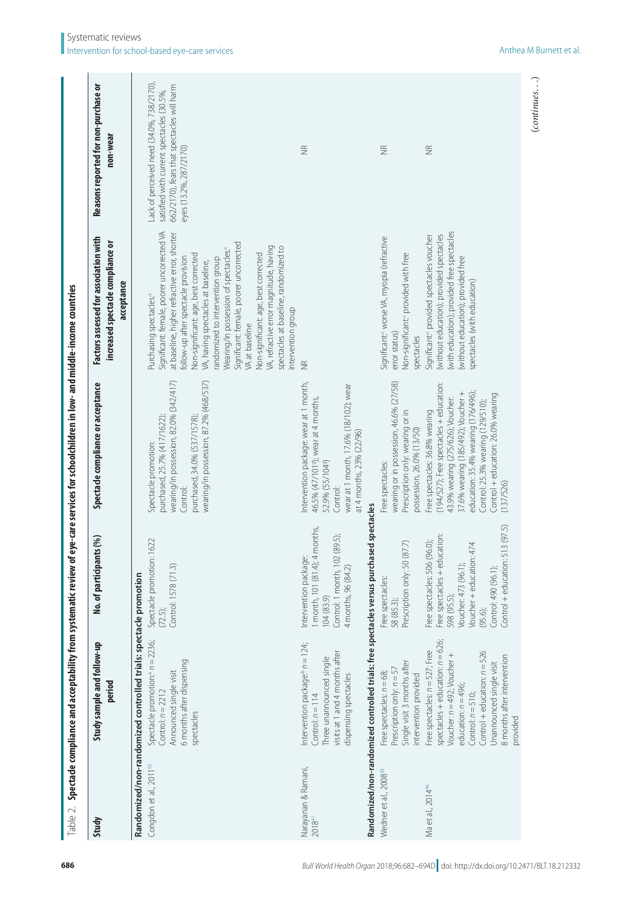Table 2. **Spectacle compliance and acceptability from systematic review of eye-care services for schoolchildren in low- and middle-income countries**

| Study | Study sample and follow-up period | No. of participants (%) | Spectacle compliance or acceptance | Factors assessed for association with increased spectacle compliance or acceptance | Reasons reported for non-purchase or non-wear |
|---|---|---|---|---|---|
| **Randomized/non-randomized controlled trials: spectacle promotion** | | | | | |
| Congdon et al., 2011[65] | Spectacle promotion:[a] n = 2236; Control: n = 2212; Announced single visit 6 months after dispensing spectacles | Spectacle promotion: 1622 (72.5); Control: 1578 (71.3) | Spectacle promotion: purchased, 25.7% (417/1622); wearing/in possession, 82.0% (342/417); Control: purchased, 34.0% (537/1578); wearing/in possession, 87.2% (468/537) | Purchasing spectacles:[c] Significant: female, poorer uncorrected VA at baseline, higher refractive error, shorter follow-up after spectacle provision; Non-significant: age, best corrected VA, having spectacles at baseline, randomized to intervention group; Wearing/in possession of spectacles:[c] Significant: female, poorer uncorrected VA at baseline; Non-significant: age, best corrected VA, refractive error magnitude, having spectacles at baseline, randomized to intervention group | Lack of perceived need (34.0%, 738/2170), satisfied with current spectacles (30.5%, 662/2170), fears that spectacles will harm eyes (13.2%, 287/2170) |
| Narayanan & Ramani, 2018[41] | Intervention package:[b] n = 124; Control: n = 114; Three unannounced single visits at 1 and 4 months after dispensing spectacles | Intervention package: 1 month, 101 (81.4); 4 months, 104 (83.9); Control: 1 month, 102 (89.5); 4 months, 96 (84.2) | Intervention package: wear at 1 month, 46.5% (47/101[d]); wear at 4 months, 52.9% (55/104[d]); Control: wear at 1 month, 17.6% (18/102); wear at 4 months, 23% (22/96) | NR | NR |
| **Randomized/non-randomized controlled trials: free spectacles versus purchased spectacles** | | | | | |
| Wedner et al., 2008[58] | Free spectacles: n = 68; Prescription only: n = 57; Single visit 3 months after intervention provided | Free spectacles: 58 (85.3); Prescription only: 50 (87.7) | Free spectacles: wearing or in possession, 46.6% (27/58); Prescription only: wearing or in possession, 26.0% (13/50) | Significant:[c] worse VA, myopia (refractive error status); Non-significant:[c] provided with free spectacles | NR |
| Ma et al., 2014[46] | Free spectacles: n = 527; Free spectacles + education: n = 626; Voucher: n = 492; Voucher + education: n = 496; Control: n = 510; Control + education: n = 526; Unannounced single visit 8 months after intervention provided | Free spectacles: 506 (96.0); Free spectacles + education: 598 (95.5); Voucher: 473 (96.1); Voucher + education: 474 (95.6); Control: 490 (96.1); Control + education: 513 (97.5) | Free spectacles: 36.8% wearing (194/527); Free spectacles + education: 43.9% wearing (275/626); Voucher: 37.6% wearing (185/492); Voucher + education: 35.4% wearing (176/496); Control: 25.3% wearing (129/510); Control + education: 26.0% wearing (137/526) | Significant:[c] provided spectacles voucher (without education); provided spectacles (with education); provided free spectacles (without education); provided free spectacles (with education) | NR |

(*continues*. . .)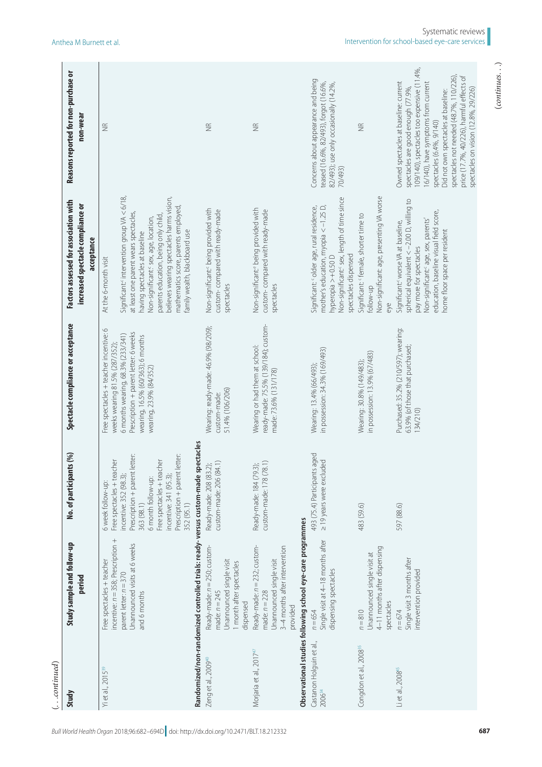(...continued)

| Study | Study sample and follow-up period | No. of participants (%) | Spectacle compliance or acceptance | Factors assessed for association with increased spectacle compliance or acceptance | Reasons reported for non-purchase or non-wear |
|---|---|---|---|---|---|
| Yi et al., 2015[39] | Free spectacles + teacher incentive: $n = 358$; Prescription + parent letter: $n = 370$ Unannounced visits at 6 weeks and 6 months | 6 week follow-up: Free spectacles + teacher incentive: 352 (98.3); Prescription + parent letter: 363 (98.1) 6 month follow-up: Free spectacles + teacher incentive: 341 (95.3); Prescription + parent letter: 352 (95.1) | Free spectacles + teacher incentive: 6 weeks wearing 81.5% (287/352); 6 months wearing, 68.3% (233/341) Prescription + parent letter: 6 weeks wearing, 16.5% (60/363); 6 months wearing, 23.9% (84/352) | At the 6-month visit Significant:[c] intervention group VA < 6/18, at least one parent wears spectacles, having spectacles at baseline Non-significant:[c] sex, age, location, parents education, being only child, believes wearing spectacles harms vision, mathematics score, parents employed, family wealth, blackboard use | NR |
| **Randomized/non-randomized controlled trials: ready- versus custom-made spectacles** | | | | | |
| Zeng et al., 2009[40] | Ready-made: $n = 250$; custom-made: $n = 245$ Unannounced single visit 1 month after spectacles dispensed | Ready-made: 208 (83.2); custom-made: 206 (84.1) | Wearing: ready-made: 46.9% (98/209); custom-made: 51.4% (106/206) | Non-significant:[e] being provided with custom- compared with ready-made spectacles | NR |
| Morjaria et al., 2017[47] | Ready-made: $n = 232$; custom-made: $n = 228$ Unannounced single visit 3–4 months after intervention provided | Ready-made: 184 (79.3); custom-made: 178 (78.1) | Wearing or had them at school: ready-made: 75.5% (139/184); custom-made: 73.6% (131/178) | Non-significant:[e] being provided with custom- compared with ready-made spectacles | NR |
| **Observational studies following school eye-care programmes** | | | | | |
| Castanon Holguin et al., 2006[34] | $n = 654$ Single visit at 4–18 months after dispensing spectacles | 493 (75.4) Participants aged ≥ 19 years were excluded | Wearing: 13.4% (66/493); in possession: 34.3% (169/493) | Significant:[c] older age, rural residence, mother's education, myopia < −1.25 D, hyperopia > +0.50 D Non-significant:[c] sex, length of time since spectacles dispensed | Concerns about appearance and being teased (16.6%, 82/493), forgot (16.6%, 82/493); use only occasionally (14.2%, 70/493) |
| Congdon et al., 2008[35] | $n = 810$ Unannounced single visit at 4–11 months after dispensing spectacles | 483 (59.6) | Wearing: 30.8% (149/483); in possession: 13.9% (67/483) | Significant:[c] female, shorter time to follow-up Non-significant: age, presenting VA worse eye | NR |
| Li et al., 2008[45] | $n = 674$ Single visit 3 months after intervention provided | 597 (88.6) | Purchased: 35.2% (210/597); wearing: 63.9% (of those that purchased; 134/210) | Significant:[c] worse VA at baseline, spherical equivalent < −2.00 D, willing to pay more for spectacles Non-significant:[c] age, sex, parents' education, baseline visual field score, home floor space per resident | Owned spectacles at baseline: current spectacles are good enough (77.9%, 109/140), spectacles too expensive (11.4%, 16/140), have symptoms from current spectacles (6.4%, 9/140) Did not own spectacles at baseline: spectacles not needed (48.7%, 110/226), price (17.7%, 40/226), harmful effects of spectacles on vision (12.8%, 29/226) |

(continues...)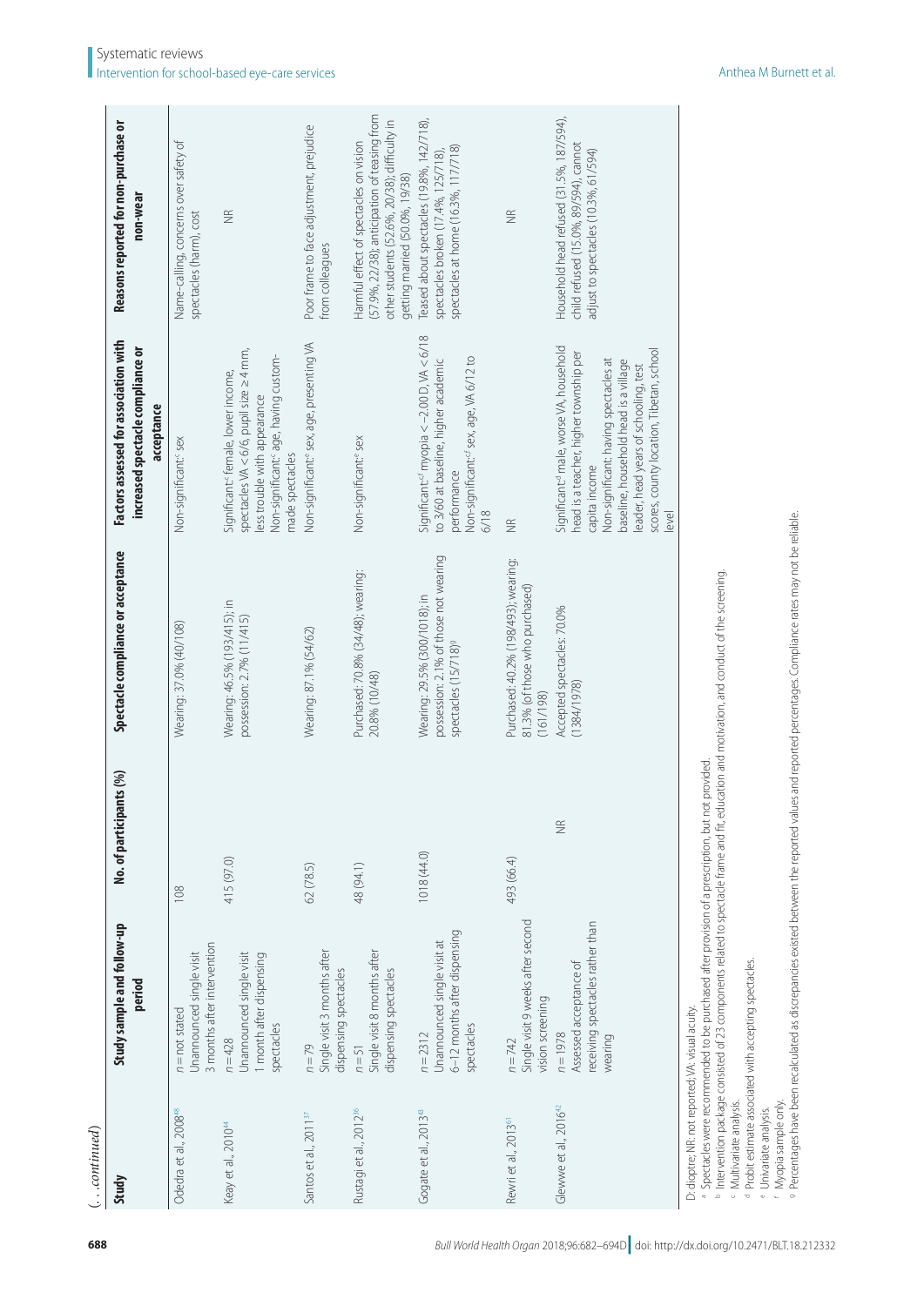(…continued)

| Study | Study sample and follow-up period | No. of participants (%) | Spectacle compliance or acceptance | Factors assessed for association with increased spectacle compliance or acceptance | Reasons reported for non-purchase or non-wear |
|---|---|---|---|---|---|
| Odedra et al., 2008[48] | n = not stated<br>Unannounced single visit 3 months after intervention | 108 | Wearing: 37.0% (40/108) | Non-significant:[c] sex | Name-calling, concerns over safety of spectacles (harm), cost |
| Keay et al., 2010[44] | n = 428<br>Unannounced single visit 1 month after dispensing spectacles | 415 (97.0) | Wearing: 46.5% (193/415); in possession: 2.7% (11/415) | Significant:[c] female, lower income, spectacles VA < 6/6, pupil size ≥ 4 mm, less trouble with appearance<br>Non-significant:[c] age, having custom-made spectacles | NR |
| Santos et al., 2011[37] | n = 79<br>Single visit 3 months after dispensing spectacles | 62 (78.5) | Wearing: 87.1% (54/62) | Non-significant:[e] sex, age, presenting VA | Poor frame to face adjustment, prejudice from colleagues |
| Rustagi et al., 2012[36] | n = 51<br>Single visit 8 months after dispensing spectacles | 48 (94.1) | Purchased: 70.8% (34/48); wearing: 20.8% (10/48) | Non-significant:[e] sex | Harmful effect of spectacles on vision (57.9%, 22/38); anticipation of teasing from other students (52.6%, 20/38); difficulty in getting married (50.0%, 19/38) |
| Gogate et al., 2013[43] | n = 2312<br>Unannounced single visit at 6–12 months after dispensing spectacles | 1018 (44.0) | Wearing: 29.5% (300/1018); in possession: 2.1% of those not wearing spectacles (15/718)[g] | Significant:[c,f] myopia < −2.00 D, VA < 6/18 to 3/60 at baseline, higher academic performance<br>Non-significant:[c,f] sex, age, VA 6/12 to 6/18 | Teased about spectacles (19.8%, 142/718), spectacles broken (17.4%, 125/718), spectacles at home (16.3%, 117/718) |
| Rewri et al., 2013[51] | n = 742<br>Single visit 9 weeks after second vision screening | 493 (66.4) | Purchased: 40.2% (198/493); wearing: 81.3% (of those who purchased) (161/198) | NR | NR |
| Glewwe et al., 2016[42] | n = 1978<br>Assessed acceptance of receiving spectacles rather than wearing | NR | Accepted spectacles: 70.0% (1384/1978) | Significant:[d] male, worse VA, household head is a teacher, higher township per capita income<br>Non-significant: having spectacles at baseline, household head is a village leader, head years of schooling, test scores, county location, Tibetan, school level | Household head refused (31.5%, 187/594), child refused (15.0%, 89/594), cannot adjust to spectacles (10.3%, 61/594) |

D: dioptre; NR: not reported; VA: visual acuity.

[a] Spectacles were recommended to be purchased after provision of a prescription, but not provided.

[b] Intervention package consisted of 23 components related to spectacle frame and fit, education and motivation, and conduct of the screening.

[c] Multivariate analysis.

[d] Probit estimate associated with accepting spectacles.

[e] Univariate analysis.

[f] Myopia sample only.

[g] Percentages have been recalculated as discrepancies existed between the reported values and reported percentages. Compliance rates may not be reliable.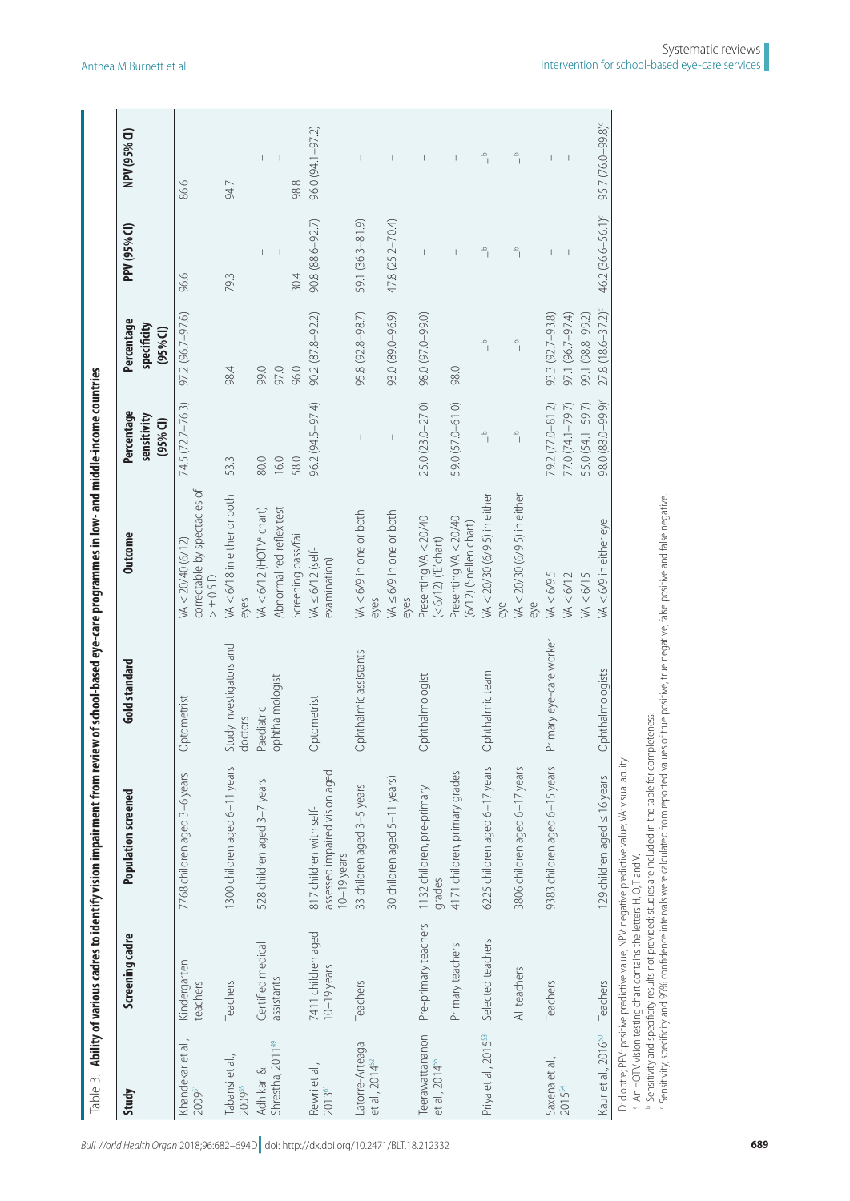Table 3. **Ability of various cadres to identify vision impairment from review of school-based eye-care programmes in low- and middle-income countries**

| Study | Screening cadre | Population screened | Gold standard | Outcome | Percentage sensitivity (95% CI) | Percentage specificity (95% CI) | PPV (95% CI) | NPV (95% CI) |
|---|---|---|---|---|---|---|---|---|
| Khandekar et al., 2009[51] | Kindergarten teachers | 7768 children aged 3–6 years | Optometrist | VA < 20/40 (6/12) correctable by spectacles of > ± 0.5 D | 74.5 (72.7–76.3) | 97.2 (96.7–97.6) | 96.6 | 86.6 |
| Tabansi et al., 2009[55] | Teachers | 1300 children aged 6–11 years | Study investigators and doctors | VA < 6/18 in either or both eyes | 53.3 | 98.4 | 79.3 | 94.7 |
| Adhikari & Shrestha, 2011[49] | Certified medical assistants | 528 children aged 3–7 years | Paediatric ophthalmologist | VA < 6/12 (HOTV[a] chart) | 80.0 | 99.0 | – | – |
| | | | | Abnormal red reflex test | 16.0 | 97.0 | – | – |
| | | | | Screening pass/fail | 58.0 | 96.0 | 30.4 | 98.8 |
| Rewri et al., 2013[61] | 7411 children aged 10–19 years | 817 children with self-assessed impaired vision aged 10–19 years | Optometrist | VA ≤ 6/12 (self-examination) | 96.2 (94.5–97.4) | 90.2 (87.8–92.2) | 90.8 (88.6–92.7) | 96.0 (94.1–97.2) |
| Latorre-Arteaga et al., 2014[52] | Teachers | 33 children aged 3–5 years | Ophthalmic assistants | VA < 6/9 in one or both eyes | – | 95.8 (92.8–98.7) | 59.1 (36.3–81.9) | – |
| | | 30 children aged 5–11 years) | | VA ≤ 6/9 in one or both eyes | – | 93.0 (89.0–96.9) | 47.8 (25.2–70.4) | – |
| Teerawattananon et al., 2014[56] | Pre-primary teachers | 1132 children, pre-primary grades | Ophthalmologist | Presenting VA < 20/40 (< 6/12) ('E' chart) | 25.0 (23.0–27.0) | 98.0 (97.0–99.0) | – | – |
| | Primary teachers | 4171 children, primary grades | | Presenting VA < 20/40 (6/12) (Snellen chart) | 59.0 (57.0–61.0) | 98.0 | – | – |
| Priya et al., 2015[53] | Selected teachers | 6225 children aged 6–17 years | Ophthalmic team | VA < 20/30 (6/9.5) in either eye | –[b] | –[b] | –[b] | –[b] |
| | All teachers | 3806 children aged 6–17 years | | VA < 20/30 (6/9.5) in either eye | –[b] | –[b] | –[b] | –[b] |
| Saxena et al., 2015[54] | Teachers | 9383 children aged 6–15 years | Primary eye-care worker | VA < 6/9.5 | 79.2 (77.0–81.2) | 93.3 (92.7–93.8) | – | – |
| | | | | VA < 6/12 | 77.0 (74.1–79.7) | 97.1 (96.7–97.4) | – | – |
| | | | | VA < 6/15 | 55.0 (54.1–59.7) | 99.1 (98.8–99.2) | – | – |
| Kaur et al., 2016[50] | Teachers | 129 children aged ≤ 16 years | Ophthalmologists | VA < 6/9 in either eye | 98.0 (88.0–99.9)[c] | 27.8 (18.6–37.2)[c] | 46.2 (36.6–56.1)[c] | 95.7 (76.0–99.8)[c] |

D: dioptre; PPV: positive predictive value; NPV: negative predictive value; VA: visual acuity.

[a] An HOTV vision testing chart contains the letters H, O, T and V.

[b] Sensitivity and specificity results not provided; studies are included in the table for completeness.

[c] Sensitivity, specificity and 95% confidence intervals were calculated from reported values of true positive, true negative, false positive and false negative.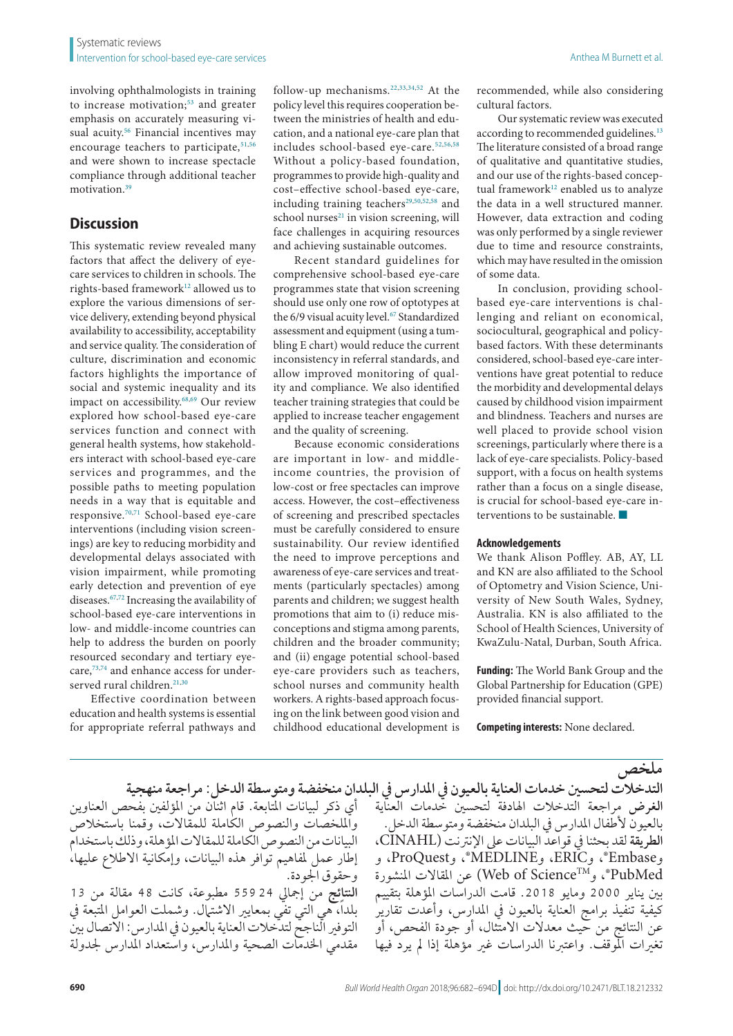involving ophthalmologists in training to increase motivation;[53] and greater emphasis on accurately measuring visual acuity.[56] Financial incentives may encourage teachers to participate,[51,56] and were shown to increase spectacle compliance through additional teacher motivation.[39]

## Discussion

This systematic review revealed many factors that affect the delivery of eye-care services to children in schools. The rights-based framework[12] allowed us to explore the various dimensions of service delivery, extending beyond physical availability to accessibility, acceptability and service quality. The consideration of culture, discrimination and economic factors highlights the importance of social and systemic inequality and its impact on accessibility.[68,69] Our review explored how school-based eye-care services function and connect with general health systems, how stakeholders interact with school-based eye-care services and programmes, and the possible paths to meeting population needs in a way that is equitable and responsive.[70,71] School-based eye-care interventions (including vision screenings) are key to reducing morbidity and developmental delays associated with vision impairment, while promoting early detection and prevention of eye diseases.[67,72] Increasing the availability of school-based eye-care interventions in low- and middle-income countries can help to address the burden on poorly resourced secondary and tertiary eye-care,[73,74] and enhance access for underserved rural children.[21,30]

Effective coordination between education and health systems is essential for appropriate referral pathways and follow-up mechanisms.[22,33,34,52] At the policy level this requires cooperation between the ministries of health and education, and a national eye-care plan that includes school-based eye-care.[52,56,58] Without a policy-based foundation, programmes to provide high-quality and cost–effective school-based eye-care, including training teachers[29,50,52,58] and school nurses[21] in vision screening, will face challenges in acquiring resources and achieving sustainable outcomes.

Recent standard guidelines for comprehensive school-based eye-care programmes state that vision screening should use only one row of optotypes at the 6/9 visual acuity level.[67] Standardized assessment and equipment (using a tumbling E chart) would reduce the current inconsistency in referral standards, and allow improved monitoring of quality and compliance. We also identified teacher training strategies that could be applied to increase teacher engagement and the quality of screening.

Because economic considerations are important in low- and middle-income countries, the provision of low-cost or free spectacles can improve access. However, the cost–effectiveness of screening and prescribed spectacles must be carefully considered to ensure sustainability. Our review identified the need to improve perceptions and awareness of eye-care services and treatments (particularly spectacles) among parents and children; we suggest health promotions that aim to (i) reduce misconceptions and stigma among parents, children and the broader community; and (ii) engage potential school-based eye-care providers such as teachers, school nurses and community health workers. A rights-based approach focusing on the link between good vision and childhood educational development is recommended, while also considering cultural factors.

Our systematic review was executed according to recommended guidelines.[13] The literature consisted of a broad range of qualitative and quantitative studies, and our use of the rights-based conceptual framework[12] enabled us to analyze the data in a well structured manner. However, data extraction and coding was only performed by a single reviewer due to time and resource constraints, which may have resulted in the omission of some data.

In conclusion, providing school-based eye-care interventions is challenging and reliant on economical, sociocultural, geographical and policy-based factors. With these determinants considered, school-based eye-care interventions have great potential to reduce the morbidity and developmental delays caused by childhood vision impairment and blindness. Teachers and nurses are well placed to provide school vision screenings, particularly where there is a lack of eye-care specialists. Policy-based support, with a focus on health systems rather than a focus on a single disease, is crucial for school-based eye-care interventions to be sustainable. ■

#### Acknowledgements

We thank Alison Poffley. AB, AY, LL and KN are also affiliated to the School of Optometry and Vision Science, University of New South Wales, Sydney, Australia. KN is also affiliated to the School of Health Sciences, University of KwaZulu-Natal, Durban, South Africa.

**Funding:** The World Bank Group and the Global Partnership for Education (GPE) provided financial support.

**Competing interests:** None declared.

## ملخص

### التدخلات لتحسين خدمات العناية بالعيون في المدارس في البلدان منخفضة ومتوسطة الدخل: مراجعة منهجية

**الغرض** مراجعة التدخلات الهادفة لتحسين خدمات العناية بالعيون لأطفال المدارس في البلدان منخفضة ومتوسطة الدخل.

**الطريقة** لقد بحثنا في قواعد البيانات على الإنترنت (CINAHL، وEmbase®، وERIC، وMEDLINE®، وProQuest، و PubMed®، وWeb of Science™) عن المقالات المنشورة بين يناير 2000 ومايو 2018. قامت الدراسات المؤهلة بتقييم كيفية تنفيذ برامج العناية بالعيون في المدارس، وأعدت تقارير عن النتائج من حيث معدلات الامتثال، أو جودة الفحص، أو تغيرات الموقف. واعتبرنا الدراسات غير مؤهلة إذا لم يرد فيها أي ذكر لبيانات المتابعة. قام اثنان من المؤلفين بفحص العناوين والملخصات والنصوص الكاملة للمقالات، وقمنا باستخلاص البيانات من النصوص الكاملة للمقالات المؤهلة، وذلك باستخدام إطار عمل لمفاهيم توافر هذه البيانات، وإمكانية الاطلاع عليها، وحقوق الجودة.

**النتائج** من إجمالي 24 559 مطبوعة، كانت 48 مقالة من 13 بلداً، هي التي تفي بمعايير الاشتمال. وشملت العوامل المتبعة في التوفير الناجح لتدخلات العناية بالعيون في المدارس: الاتصال بين مقدمي الخدمات الصحية والمدارس، واستعداد المدارس لجدولة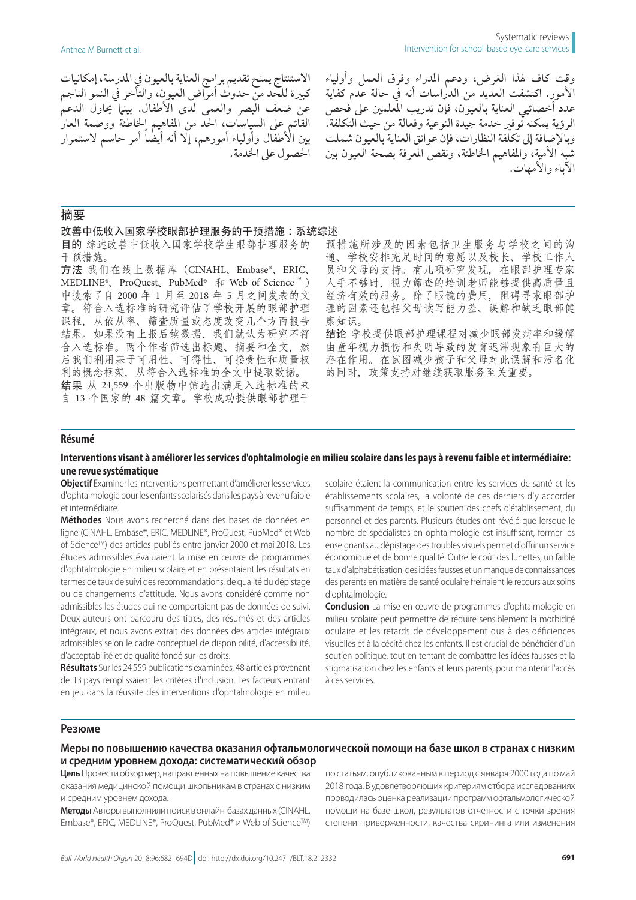وقت كاف لهذا الغرض، ودعم المدراء وفرق العمل وأولياء الأمور. اكتشفت العديد من الدراسات أنه في حالة عدم كفاية عدد أخصائيي العناية بالعيون، فإن تدريب المعلمين على فحص الرؤية يمكنه توفير خدمة جيدة النوعية وفعالة من حيث التكلفة. وبالإضافة إلى تكلفة النظارات، فإن عوائق العناية بالعيون شملت شبه الأمية، والمفاهيم الخاطئة، ونقص المعرفة بصحة العيون بين الآباء والأمهات.

**الاستنتاج** يمنح تقديم برامج العناية بالعيون في المدرسة، إمكانيات كبيرة للحد من حدوث أمراض العيون، والتأخر في النمو الناجم عن ضعف البصر والعمى لدى الأطفال. بينما يحاول الدعم القائم على السياسات، الحد من المفاهيم الخاطئة ووصمة العار بين الأطفال وأولياء أمورهم، إلا أنه أيضاً أمر حاسم لاستمرار الحصول على الخدمة.

## 摘要

### 改善中低收入国家学校眼部护理服务的干预措施：系统综述

**目的** 综述改善中低收入国家学校学生眼部护理服务的干预措施。

**方法** 我们在线上数据库（CINAHL、Embase®、ERIC、MEDLINE®、ProQuest、PubMed® 和 Web of Science™）中搜索了自 2000 年 1 月至 2018 年 5 月之间发表的文章。符合入选标准的研究评估了学校开展的眼部护理课程，从依从率、筛查质量或态度改变几个方面报告结果。如果没有上报后续数据，我们就认为研究不符合入选标准。两个作者筛选出标题、摘要和全文，然后我们利用基于可用性、可得性、可接受性和质量权利的概念框架，从符合入选标准的全文中提取数据。

**结果** 从 24,559 个出版物中筛选出满足入选标准的来自 13 个国家的 48 篇文章。学校成功提供眼部护理干预措施所涉及的因素包括卫生服务与学校之间的沟通、学校安排充足时间的意愿以及校长、学校工作人员和父母的支持。有几项研究发现，在眼部护理专家人手不够时，视力筛查的培训老师能够提供高质量且经济有效的服务。除了眼镜的费用，阻碍寻求眼部护理的因素还包括父母读写能力差、误解和缺乏眼部健康知识。

**结论** 学校提供眼部护理课程对减少眼部发病率和缓解由童年视力损伤和失明导致的发育迟滞现象有巨大的潜在作用。在试图减少孩子和父母对此误解和污名化的同时，政策支持对继续获取服务至关重要。

## Résumé

### Interventions visant à améliorer les services d'ophtalmologie en milieu scolaire dans les pays à revenu faible et intermédiaire: une revue systématique

**Objectif** Examiner les interventions permettant d'améliorer les services d'ophtalmologie pour les enfants scolarisés dans les pays à revenu faible et intermédiaire.

**Méthodes** Nous avons recherché dans des bases de données en ligne (CINAHL, Embase®, ERIC, MEDLINE®, ProQuest, PubMed® et Web of Science™) des articles publiés entre janvier 2000 et mai 2018. Les études admissibles évaluaient la mise en œuvre de programmes d'ophtalmologie en milieu scolaire et en présentaient les résultats en termes de taux de suivi des recommandations, de qualité du dépistage ou de changements d'attitude. Nous avons considéré comme non admissibles les études qui ne comportaient pas de données de suivi. Deux auteurs ont parcouru des titres, des résumés et des articles intégraux, et nous avons extrait des données des articles intégraux admissibles selon le cadre conceptuel de disponibilité, d'accessibilité, d'acceptabilité et de qualité fondé sur les droits.

**Résultats** Sur les 24 559 publications examinées, 48 articles provenant de 13 pays remplissaient les critères d'inclusion. Les facteurs entrant en jeu dans la réussite des interventions d'ophtalmologie en milieu scolaire étaient la communication entre les services de santé et les établissements scolaires, la volonté de ces derniers d'y accorder suffisamment de temps, et le soutien des chefs d'établissement, du personnel et des parents. Plusieurs études ont révélé que lorsque le nombre de spécialistes en ophtalmologie est insuffisant, former les enseignants au dépistage des troubles visuels permet d'offrir un service économique et de bonne qualité. Outre le coût des lunettes, un faible taux d'alphabétisation, des idées fausses et un manque de connaissances des parents en matière de santé oculaire freinaient le recours aux soins d'ophtalmologie.

**Conclusion** La mise en œuvre de programmes d'ophtalmologie en milieu scolaire peut permettre de réduire sensiblement la morbidité oculaire et les retards de développement dus à des déficiences visuelles et à la cécité chez les enfants. Il est crucial de bénéficier d'un soutien politique, tout en tentant de combattre les idées fausses et la stigmatisation chez les enfants et leurs parents, pour maintenir l'accès à ces services.

## Резюме

### Меры по повышению качества оказания офтальмологической помощи на базе школ в странах с низким и средним уровнем дохода: систематический обзор

**Цель** Провести обзор мер, направленных на повышение качества оказания медицинской помощи школьникам в странах с низким и средним уровнем дохода.

**Методы** Авторы выполнили поиск в онлайн-базах данных (CINAHL, Embase®, ERIC, MEDLINE®, ProQuest, PubMed® и Web of Science™) по статьям, опубликованным в период с января 2000 года по май 2018 года. В удовлетворяющих критериям отбора исследованиях проводилась оценка реализации программ офтальмологической помощи на базе школ, результатов отчетности с точки зрения степени приверженности, качества скрининга или изменения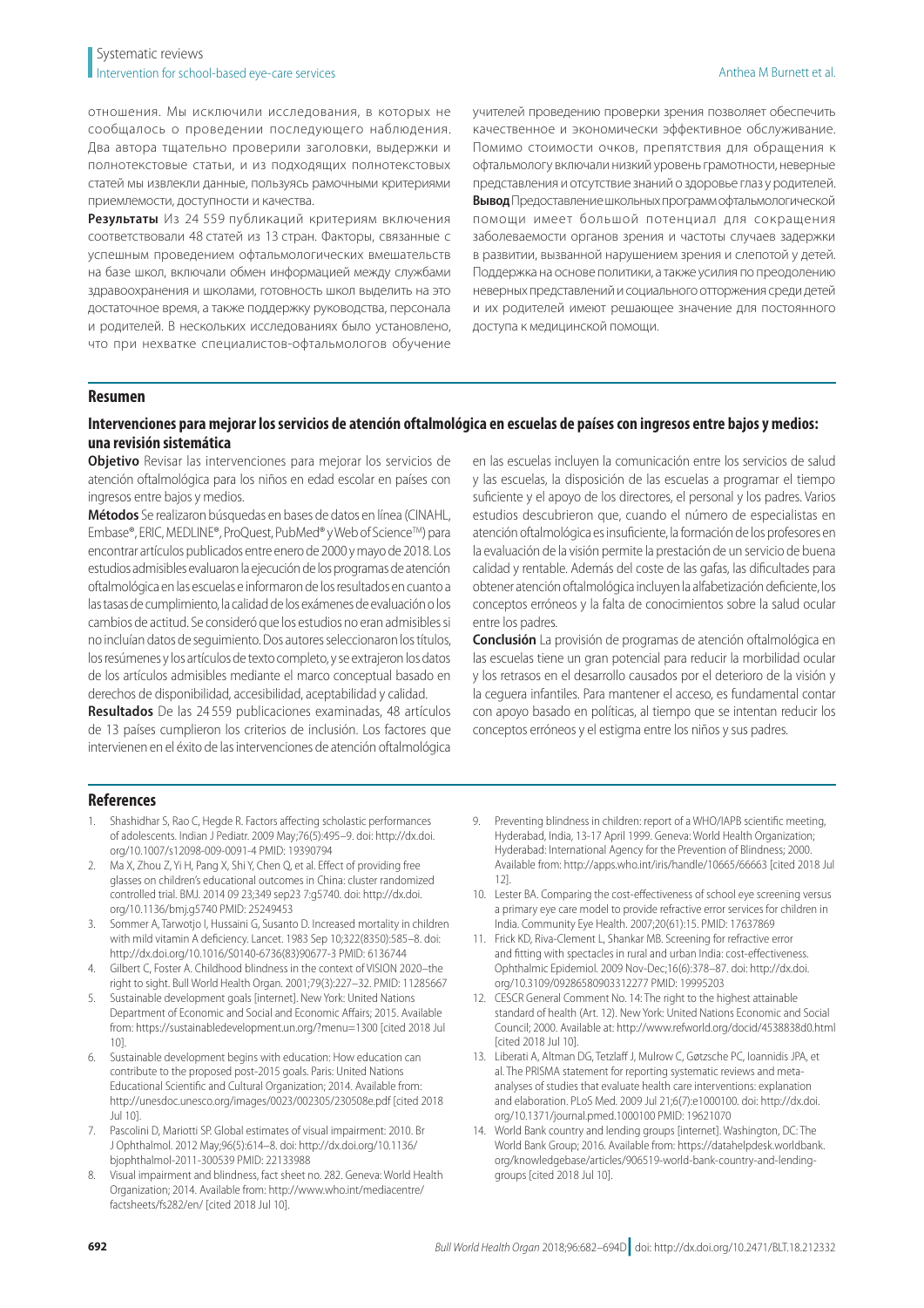отношения. Мы исключили исследования, в которых не сообщалось о проведении последующего наблюдения. Два автора тщательно проверили заголовки, выдержки и полнотекстовые статьи, и из подходящих полнотекстовых статей мы извлекли данные, пользуясь рамочными критериями приемлемости, доступности и качества.

**Результаты** Из 24 559 публикаций критериям включения соответствовали 48 статей из 13 стран. Факторы, связанные с успешным проведением офтальмологических вмешательств на базе школ, включали обмен информацией между службами здравоохранения и школами, готовность школ выделить на это достаточное время, а также поддержку руководства, персонала и родителей. В нескольких исследованиях было установлено, что при нехватке специалистов-офтальмологов обучение учителей проведению проверки зрения позволяет обеспечить качественное и экономически эффективное обслуживание. Помимо стоимости очков, препятствия для обращения к офтальмологу включали низкий уровень грамотности, неверные представления и отсутствие знаний о здоровье глаз у родителей.

**Вывод** Предоставление школьных программ офтальмологической помощи имеет большой потенциал для сокращения заболеваемости органов зрения и частоты случаев задержки в развитии, вызванной нарушением зрения и слепотой у детей. Поддержка на основе политики, а также усилия по преодолению неверных представлений и социального отторжения среди детей и их родителей имеют решающее значение для постоянного доступа к медицинской помощи.

## Resumen

### Intervenciones para mejorar los servicios de atención oftalmológica en escuelas de países con ingresos entre bajos y medios: una revisión sistemática

**Objetivo** Revisar las intervenciones para mejorar los servicios de atención oftalmológica para los niños en edad escolar en países con ingresos entre bajos y medios.

**Métodos** Se realizaron búsquedas en bases de datos en línea (CINAHL, Embase®, ERIC, MEDLINE®, ProQuest, PubMed® y Web of Science™) para encontrar artículos publicados entre enero de 2000 y mayo de 2018. Los estudios admisibles evaluaron la ejecución de los programas de atención oftalmológica en las escuelas e informaron de los resultados en cuanto a las tasas de cumplimiento, la calidad de los exámenes de evaluación o los cambios de actitud. Se consideró que los estudios no eran admisibles si no incluían datos de seguimiento. Dos autores seleccionaron los títulos, los resúmenes y los artículos de texto completo, y se extrajeron los datos de los artículos admisibles mediante el marco conceptual basado en derechos de disponibilidad, accesibilidad, aceptabilidad y calidad.

**Resultados** De las 24 559 publicaciones examinadas, 48 artículos de 13 países cumplieron los criterios de inclusión. Los factores que intervienen en el éxito de las intervenciones de atención oftalmológica en las escuelas incluyen la comunicación entre los servicios de salud y las escuelas, la disposición de las escuelas a programar el tiempo suficiente y el apoyo de los directores, el personal y los padres. Varios estudios descubrieron que, cuando el número de especialistas en atención oftalmológica es insuficiente, la formación de los profesores en la evaluación de la visión permite la prestación de un servicio de buena calidad y rentable. Además del coste de las gafas, las dificultades para obtener atención oftalmológica incluyen la alfabetización deficiente, los conceptos erróneos y la falta de conocimientos sobre la salud ocular entre los padres.

**Conclusión** La provisión de programas de atención oftalmológica en las escuelas tiene un gran potencial para reducir la morbilidad ocular y los retrasos en el desarrollo causados por el deterioro de la visión y la ceguera infantiles. Para mantener el acceso, es fundamental contar con apoyo basado en políticas, al tiempo que se intentan reducir los conceptos erróneos y el estigma entre los niños y sus padres.

## References

1. Shashidhar S, Rao C, Hegde R. Factors affecting scholastic performances of adolescents. Indian J Pediatr. 2009 May;76(5):495–9. doi: http://dx.doi.org/10.1007/s12098-009-0091-4 PMID: 19390794
2. Ma X, Zhou Z, Yi H, Pang X, Shi Y, Chen Q, et al. Effect of providing free glasses on children's educational outcomes in China: cluster randomized controlled trial. BMJ. 2014 09 23;349 sep23 7:g5740. doi: http://dx.doi.org/10.1136/bmj.g5740 PMID: 25249453
3. Sommer A, Tarwotjo I, Hussaini G, Susanto D. Increased mortality in children with mild vitamin A deficiency. Lancet. 1983 Sep 10;322(8350):585–8. doi: http://dx.doi.org/10.1016/S0140-6736(83)90677-3 PMID: 6136744
4. Gilbert C, Foster A. Childhood blindness in the context of VISION 2020–the right to sight. Bull World Health Organ. 2001;79(3):227–32. PMID: 11285667
5. Sustainable development goals [internet]. New York: United Nations Department of Economic and Social and Economic Affairs; 2015. Available from: https://sustainabledevelopment.un.org/?menu=1300 [cited 2018 Jul 10].
6. Sustainable development begins with education: How education can contribute to the proposed post-2015 goals. Paris: United Nations Educational Scientific and Cultural Organization; 2014. Available from: http://unesdoc.unesco.org/images/0023/002305/230508e.pdf [cited 2018 Jul 10].
7. Pascolini D, Mariotti SP. Global estimates of visual impairment: 2010. Br J Ophthalmol. 2012 May;96(5):614–8. doi: http://dx.doi.org/10.1136/bjophthalmol-2011-300539 PMID: 22133988
8. Visual impairment and blindness, fact sheet no. 282. Geneva: World Health Organization; 2014. Available from: http://www.who.int/mediacentre/factsheets/fs282/en/ [cited 2018 Jul 10].
9. Preventing blindness in children: report of a WHO/IAPB scientific meeting, Hyderabad, India, 13-17 April 1999. Geneva: World Health Organization; Hyderabad: International Agency for the Prevention of Blindness; 2000. Available from: http://apps.who.int/iris/handle/10665/66663 [cited 2018 Jul 12].
10. Lester BA. Comparing the cost-effectiveness of school eye screening versus a primary eye care model to provide refractive error services for children in India. Community Eye Health. 2007;20(61):15. PMID: 17637869
11. Frick KD, Riva-Clement L, Shankar MB. Screening for refractive error and fitting with spectacles in rural and urban India: cost-effectiveness. Ophthalmic Epidemiol. 2009 Nov-Dec;16(6):378–87. doi: http://dx.doi.org/10.3109/09286580903312277 PMID: 19995203
12. CESCR General Comment No. 14: The right to the highest attainable standard of health (Art. 12). New York: United Nations Economic and Social Council; 2000. Available at: http://www.refworld.org/docid/4538838d0.html [cited 2018 Jul 10].
13. Liberati A, Altman DG, Tetzlaff J, Mulrow C, Gøtzsche PC, Ioannidis JPA, et al. The PRISMA statement for reporting systematic reviews and meta-analyses of studies that evaluate health care interventions: explanation and elaboration. PLoS Med. 2009 Jul 21;6(7):e1000100. doi: http://dx.doi.org/10.1371/journal.pmed.1000100 PMID: 19621070
14. World Bank country and lending groups [internet]. Washington, DC: The World Bank Group; 2016. Available from: https://datahelpdesk.worldbank.org/knowledgebase/articles/906519-world-bank-country-and-lending-groups [cited 2018 Jul 10].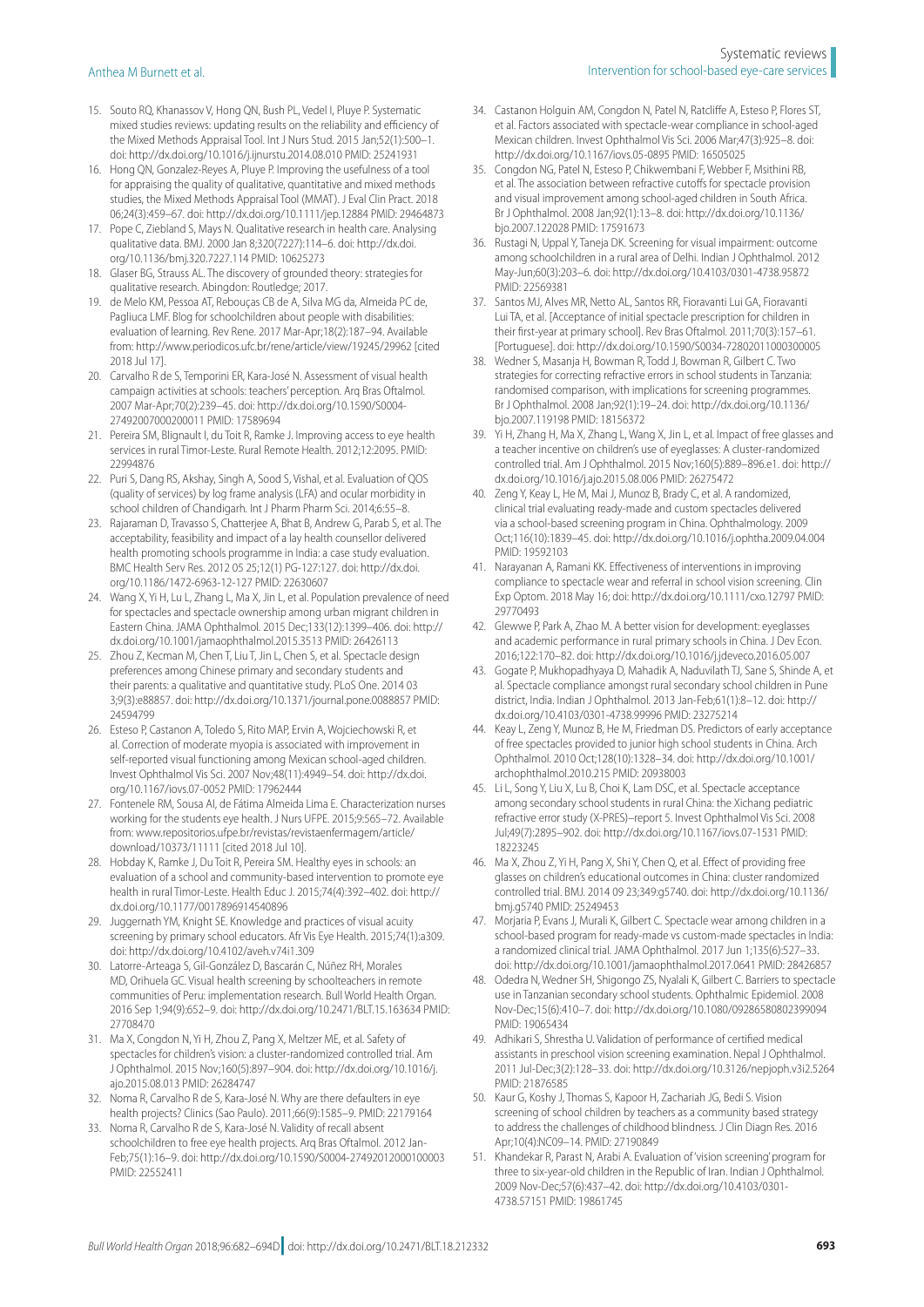15. Souto RQ, Khanassov V, Hong QN, Bush PL, Vedel I, Pluye P. Systematic mixed studies reviews: updating results on the reliability and efficiency of the Mixed Methods Appraisal Tool. Int J Nurs Stud. 2015 Jan;52(1):500–1. doi: http://dx.doi.org/10.1016/j.ijnurstu.2014.08.010 PMID: 25241931
16. Hong QN, Gonzalez-Reyes A, Pluye P. Improving the usefulness of a tool for appraising the quality of qualitative, quantitative and mixed methods studies, the Mixed Methods Appraisal Tool (MMAT). J Eval Clin Pract. 2018 06;24(3):459–67. doi: http://dx.doi.org/10.1111/jep.12884 PMID: 29464873
17. Pope C, Ziebland S, Mays N. Qualitative research in health care. Analysing qualitative data. BMJ. 2000 Jan 8;320(7227):114–6. doi: http://dx.doi.org/10.1136/bmj.320.7227.114 PMID: 10625273
18. Glaser BG, Strauss AL. The discovery of grounded theory: strategies for qualitative research. Abingdon: Routledge; 2017.
19. de Melo KM, Pessoa AT, Rebouças CB de A, Silva MG da, Almeida PC de, Pagliuca LMF. Blog for schoolchildren about people with disabilities: evaluation of learning. Rev Rene. 2017 Mar-Apr;18(2):187–94. Available from: http://www.periodicos.ufc.br/rene/article/view/19245/29962 [cited 2018 Jul 17].
20. Carvalho R de S, Temporini ER, Kara-José N. Assessment of visual health campaign activities at schools: teachers' perception. Arq Bras Oftalmol. 2007 Mar-Apr;70(2):239–45. doi: http://dx.doi.org/10.1590/S0004-27492007000200011 PMID: 17589694
21. Pereira SM, Blignault I, du Toit R, Ramke J. Improving access to eye health services in rural Timor-Leste. Rural Remote Health. 2012;12:2095. PMID: 22994876
22. Puri S, Dang RS, Akshay, Singh A, Sood S, Vishal, et al. Evaluation of QOS (quality of services) by log frame analysis (LFA) and ocular morbidity in school children of Chandigarh. Int J Pharm Pharm Sci. 2014;6:55–8.
23. Rajaraman D, Travasso S, Chatterjee A, Bhat B, Andrew G, Parab S, et al. The acceptability, feasibility and impact of a lay health counsellor delivered health promoting schools programme in India: a case study evaluation. BMC Health Serv Res. 2012 05 25;12(1) PG-127:127. doi: http://dx.doi.org/10.1186/1472-6963-12-127 PMID: 22630607
24. Wang X, Yi H, Lu L, Zhang L, Ma X, Jin L, et al. Population prevalence of need for spectacles and spectacle ownership among urban migrant children in Eastern China. JAMA Ophthalmol. 2015 Dec;133(12):1399–406. doi: http://dx.doi.org/10.1001/jamaophthalmol.2015.3513 PMID: 26426113
25. Zhou Z, Kecman M, Chen T, Liu T, Jin L, Chen S, et al. Spectacle design preferences among Chinese primary and secondary students and their parents: a qualitative and quantitative study. PLoS One. 2014 03 3;9(3):e88857. doi: http://dx.doi.org/10.1371/journal.pone.0088857 PMID: 24594799
26. Esteso P, Castanon A, Toledo S, Rito MAP, Ervin A, Wojciechowski R, et al. Correction of moderate myopia is associated with improvement in self-reported visual functioning among Mexican school-aged children. Invest Ophthalmol Vis Sci. 2007 Nov;48(11):4949–54. doi: http://dx.doi.org/10.1167/iovs.07-0052 PMID: 17962444
27. Fontenele RM, Sousa AI, de Fátima Almeida Lima E. Characterization nurses working for the students eye health. J Nurs UFPE. 2015;9:565–72. Available from: www.repositorios.ufpe.br/revistas/revistaenfermagem/article/download/10373/11111 [cited 2018 Jul 10].
28. Hobday K, Ramke J, Du Toit R, Pereira SM. Healthy eyes in schools: an evaluation of a school and community-based intervention to promote eye health in rural Timor-Leste. Health Educ J. 2015;74(4):392–402. doi: http://dx.doi.org/10.1177/0017896914540896
29. Juggernath YM, Knight SE. Knowledge and practices of visual acuity screening by primary school educators. Afr Vis Eye Health. 2015;74(1):a309. doi: http://dx.doi.org/10.4102/aveh.v74i1.309
30. Latorre-Arteaga S, Gil-González D, Bascarán C, Núñez RH, Morales MD, Orihuela GC. Visual health screening by schoolteachers in remote communities of Peru: implementation research. Bull World Health Organ. 2016 Sep 1;94(9):652–9. doi: http://dx.doi.org/10.2471/BLT.15.163634 PMID: 27708470
31. Ma X, Congdon N, Yi H, Zhou Z, Pang X, Meltzer ME, et al. Safety of spectacles for children's vision: a cluster-randomized controlled trial. Am J Ophthalmol. 2015 Nov;160(5):897–904. doi: http://dx.doi.org/10.1016/j.ajo.2015.08.013 PMID: 26284747
32. Noma R, Carvalho R de S, Kara-José N. Why are there defaulters in eye health projects? Clinics (Sao Paulo). 2011;66(9):1585–9. PMID: 22179164
33. Noma R, Carvalho R de S, Kara-José N. Validity of recall absent schoolchildren to free eye health projects. Arq Bras Oftalmol. 2012 Jan-Feb;75(1):16–9. doi: http://dx.doi.org/10.1590/S0004-27492012000100003 PMID: 22552411
34. Castanon Holguin AM, Congdon N, Patel N, Ratcliffe A, Esteso P, Flores ST, et al. Factors associated with spectacle-wear compliance in school-aged Mexican children. Invest Ophthalmol Vis Sci. 2006 Mar;47(3):925–8. doi: http://dx.doi.org/10.1167/iovs.05-0895 PMID: 16505025
35. Congdon NG, Patel N, Esteso P, Chikwembani F, Webber F, Msithini RB, et al. The association between refractive cutoffs for spectacle provision and visual improvement among school-aged children in South Africa. Br J Ophthalmol. 2008 Jan;92(1):13–8. doi: http://dx.doi.org/10.1136/bjo.2007.122028 PMID: 17591673
36. Rustagi N, Uppal Y, Taneja DK. Screening for visual impairment: outcome among schoolchildren in a rural area of Delhi. Indian J Ophthalmol. 2012 May-Jun;60(3):203–6. doi: http://dx.doi.org/10.4103/0301-4738.95872 PMID: 22569381
37. Santos MJ, Alves MR, Netto AL, Santos RR, Fioravanti Lui GA, Fioravanti Lui TA, et al. [Acceptance of initial spectacle prescription for children in their first-year at primary school]. Rev Bras Oftalmol. 2011;70(3):157–61. [Portuguese]. doi: http://dx.doi.org/10.1590/S0034-72802011000300005
38. Wedner S, Masanja H, Bowman R, Todd J, Bowman R, Gilbert C. Two strategies for correcting refractive errors in school students in Tanzania: randomised comparison, with implications for screening programmes. Br J Ophthalmol. 2008 Jan;92(1):19–24. doi: http://dx.doi.org/10.1136/bjo.2007.119198 PMID: 18156372
39. Yi H, Zhang H, Ma X, Zhang L, Wang X, Jin L, et al. Impact of free glasses and a teacher incentive on children's use of eyeglasses: A cluster-randomized controlled trial. Am J Ophthalmol. 2015 Nov;160(5):889–896.e1. doi: http://dx.doi.org/10.1016/j.ajo.2015.08.006 PMID: 26275472
40. Zeng Y, Keay L, He M, Mai J, Munoz B, Brady C, et al. A randomized, clinical trial evaluating ready-made and custom spectacles delivered via a school-based screening program in China. Ophthalmology. 2009 Oct;116(10):1839–45. doi: http://dx.doi.org/10.1016/j.ophtha.2009.04.004 PMID: 19592103
41. Narayanan A, Ramani KK. Effectiveness of interventions in improving compliance to spectacle wear and referral in school vision screening. Clin Exp Optom. 2018 May 16; doi: http://dx.doi.org/10.1111/cxo.12797 PMID: 29770493
42. Glewwe P, Park A, Zhao M. A better vision for development: eyeglasses and academic performance in rural primary schools in China. J Dev Econ. 2016;122:170–82. doi: http://dx.doi.org/10.1016/j.jdeveco.2016.05.007
43. Gogate P, Mukhopadhyaya D, Mahadik A, Naduvilath TJ, Sane S, Shinde A, et al. Spectacle compliance amongst rural secondary school children in Pune district, India. Indian J Ophthalmol. 2013 Jan-Feb;61(1):8–12. doi: http://dx.doi.org/10.4103/0301-4738.99996 PMID: 23275214
44. Keay L, Zeng Y, Munoz B, He M, Friedman DS. Predictors of early acceptance of free spectacles provided to junior high school students in China. Arch Ophthalmol. 2010 Oct;128(10):1328–34. doi: http://dx.doi.org/10.1001/archophthalmol.2010.215 PMID: 20938003
45. Li L, Song Y, Liu X, Lu B, Choi K, Lam DSC, et al. Spectacle acceptance among secondary school students in rural China: the Xichang pediatric refractive error study (X-PRES)–report 5. Invest Ophthalmol Vis Sci. 2008 Jul;49(7):2895–902. doi: http://dx.doi.org/10.1167/iovs.07-1531 PMID: 18223245
46. Ma X, Zhou Z, Yi H, Pang X, Shi Y, Chen Q, et al. Effect of providing free glasses on children's educational outcomes in China: cluster randomized controlled trial. BMJ. 2014 09 23;349:g5740. doi: http://dx.doi.org/10.1136/bmj.g5740 PMID: 25249453
47. Morjaria P, Evans J, Murali K, Gilbert C. Spectacle wear among children in a school-based program for ready-made vs custom-made spectacles in India: a randomized clinical trial. JAMA Ophthalmol. 2017 Jun 1;135(6):527–33. doi: http://dx.doi.org/10.1001/jamaophthalmol.2017.0641 PMID: 28426857
48. Odedra N, Wedner SH, Shigongo ZS, Nyalali K, Gilbert C. Barriers to spectacle use in Tanzanian secondary school students. Ophthalmic Epidemiol. 2008 Nov-Dec;15(6):410–7. doi: http://dx.doi.org/10.1080/09286580802399094 PMID: 19065434
49. Adhikari S, Shrestha U. Validation of performance of certified medical assistants in preschool vision screening examination. Nepal J Ophthalmol. 2011 Jul-Dec;3(2):128–33. doi: http://dx.doi.org/10.3126/nepjoph.v3i2.5264 PMID: 21876585
50. Kaur G, Koshy J, Thomas S, Kapoor H, Zachariah JG, Bedi S. Vision screening of school children by teachers as a community based strategy to address the challenges of childhood blindness. J Clin Diagn Res. 2016 Apr;10(4):NC09–14. PMID: 27190849
51. Khandekar R, Parast N, Arabi A. Evaluation of 'vision screening' program for three to six-year-old children in the Republic of Iran. Indian J Ophthalmol. 2009 Nov-Dec;57(6):437–42. doi: http://dx.doi.org/10.4103/0301-4738.57151 PMID: 19861745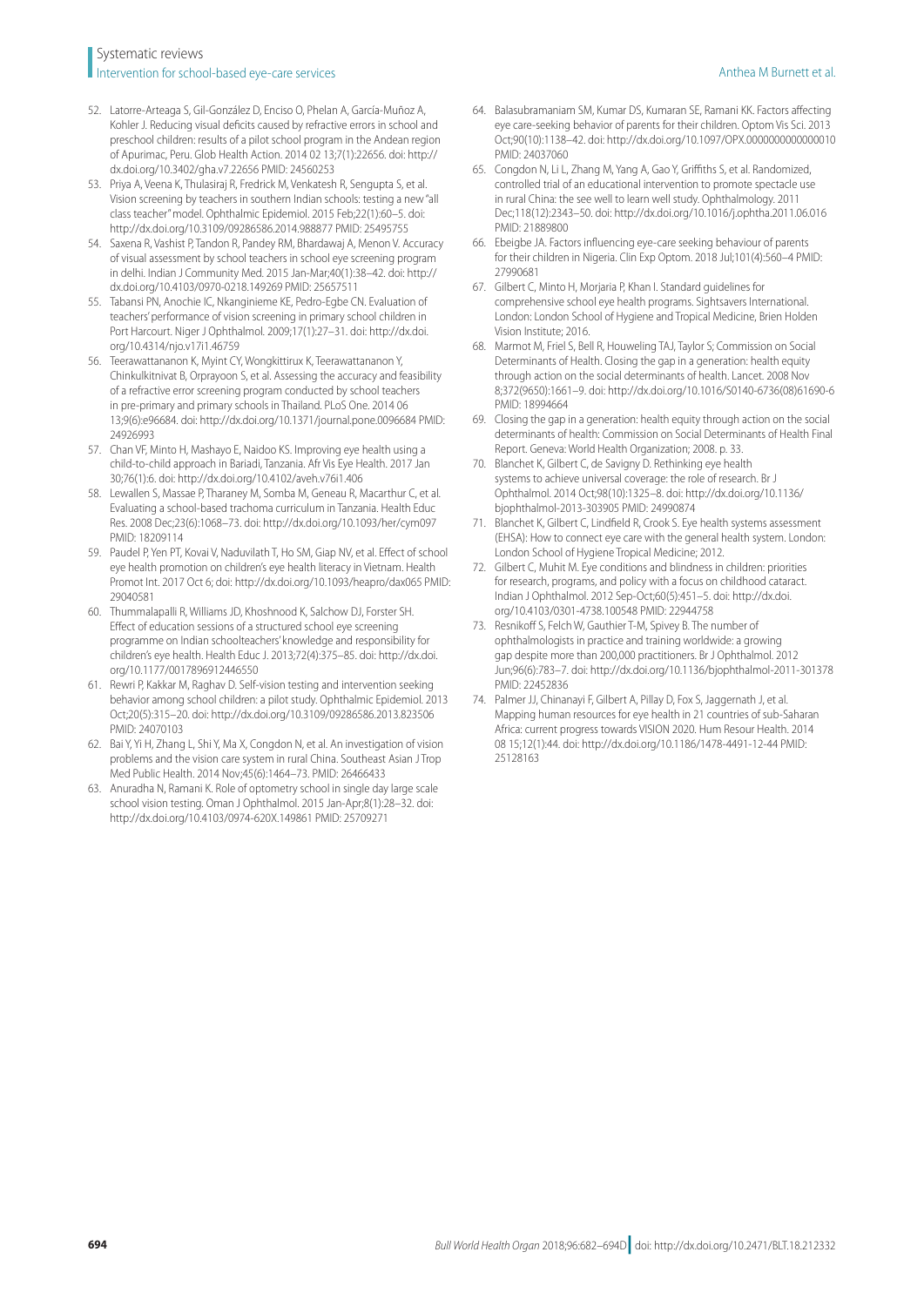52. Latorre-Arteaga S, Gil-González D, Enciso O, Phelan A, García-Muñoz A, Kohler J. Reducing visual deficits caused by refractive errors in school and preschool children: results of a pilot school program in the Andean region of Apurimac, Peru. Glob Health Action. 2014 02 13;7(1):22656. doi: http://dx.doi.org/10.3402/gha.v7.22656 PMID: 24560253
53. Priya A, Veena K, Thulasiraj R, Fredrick M, Venkatesh R, Sengupta S, et al. Vision screening by teachers in southern Indian schools: testing a new "all class teacher" model. Ophthalmic Epidemiol. 2015 Feb;22(1):60–5. doi: http://dx.doi.org/10.3109/09286586.2014.988877 PMID: 25495755
54. Saxena R, Vashist P, Tandon R, Pandey RM, Bhardawaj A, Menon V. Accuracy of visual assessment by school teachers in school eye screening program in delhi. Indian J Community Med. 2015 Jan-Mar;40(1):38–42. doi: http://dx.doi.org/10.4103/0970-0218.149269 PMID: 25657511
55. Tabansi PN, Anochie IC, Nkanginieme KE, Pedro-Egbe CN. Evaluation of teachers' performance of vision screening in primary school children in Port Harcourt. Niger J Ophthalmol. 2009;17(1):27–31. doi: http://dx.doi.org/10.4314/njo.v17i1.46759
56. Teerawattananon K, Myint CY, Wongkittirux K, Teerawattananon Y, Chinkulkitnivat B, Orprayoon S, et al. Assessing the accuracy and feasibility of a refractive error screening program conducted by school teachers in pre-primary and primary schools in Thailand. PLoS One. 2014 06 13;9(6):e96684. doi: http://dx.doi.org/10.1371/journal.pone.0096684 PMID: 24926993
57. Chan VF, Minto H, Mashayo E, Naidoo KS. Improving eye health using a child-to-child approach in Bariadi, Tanzania. Afr Vis Eye Health. 2017 Jan 30;76(1):6. doi: http://dx.doi.org/10.4102/aveh.v76i1.406
58. Lewallen S, Massae P, Tharaney M, Somba M, Geneau R, Macarthur C, et al. Evaluating a school-based trachoma curriculum in Tanzania. Health Educ Res. 2008 Dec;23(6):1068–73. doi: http://dx.doi.org/10.1093/her/cym097 PMID: 18209114
59. Paudel P, Yen PT, Kovai V, Naduvilath T, Ho SM, Giap NV, et al. Effect of school eye health promotion on children's eye health literacy in Vietnam. Health Promot Int. 2017 Oct 6; doi: http://dx.doi.org/10.1093/heapro/dax065 PMID: 29040581
60. Thummalapalli R, Williams JD, Khoshnood K, Salchow DJ, Forster SH. Effect of education sessions of a structured school eye screening programme on Indian schoolteachers' knowledge and responsibility for children's eye health. Health Educ J. 2013;72(4):375–85. doi: http://dx.doi.org/10.1177/0017896912446550
61. Rewri P, Kakkar M, Raghav D. Self-vision testing and intervention seeking behavior among school children: a pilot study. Ophthalmic Epidemiol. 2013 Oct;20(5):315–20. doi: http://dx.doi.org/10.3109/09286586.2013.823506 PMID: 24070103
62. Bai Y, Yi H, Zhang L, Shi Y, Ma X, Congdon N, et al. An investigation of vision problems and the vision care system in rural China. Southeast Asian J Trop Med Public Health. 2014 Nov;45(6):1464–73. PMID: 26466433
63. Anuradha N, Ramani K. Role of optometry school in single day large scale school vision testing. Oman J Ophthalmol. 2015 Jan-Apr;8(1):28–32. doi: http://dx.doi.org/10.4103/0974-620X.149861 PMID: 25709271
64. Balasubramaniam SM, Kumar DS, Kumaran SE, Ramani KK. Factors affecting eye care-seeking behavior of parents for their children. Optom Vis Sci. 2013 Oct;90(10):1138–42. doi: http://dx.doi.org/10.1097/OPX.0000000000000010 PMID: 24037060
65. Congdon N, Li L, Zhang M, Yang A, Gao Y, Griffiths S, et al. Randomized, controlled trial of an educational intervention to promote spectacle use in rural China: the see well to learn well study. Ophthalmology. 2011 Dec;118(12):2343–50. doi: http://dx.doi.org/10.1016/j.ophtha.2011.06.016 PMID: 21889800
66. Ebeigbe JA. Factors influencing eye-care seeking behaviour of parents for their children in Nigeria. Clin Exp Optom. 2018 Jul;101(4):560–4 PMID: 27990681
67. Gilbert C, Minto H, Morjaria P, Khan I. Standard guidelines for comprehensive school eye health programs. Sightsavers International. London: London School of Hygiene and Tropical Medicine, Brien Holden Vision Institute; 2016.
68. Marmot M, Friel S, Bell R, Houweling TAJ, Taylor S; Commission on Social Determinants of Health. Closing the gap in a generation: health equity through action on the social determinants of health. Lancet. 2008 Nov 8;372(9650):1661–9. doi: http://dx.doi.org/10.1016/S0140-6736(08)61690-6 PMID: 18994664
69. Closing the gap in a generation: health equity through action on the social determinants of health: Commission on Social Determinants of Health Final Report. Geneva: World Health Organization; 2008. p. 33.
70. Blanchet K, Gilbert C, de Savigny D. Rethinking eye health systems to achieve universal coverage: the role of research. Br J Ophthalmol. 2014 Oct;98(10):1325–8. doi: http://dx.doi.org/10.1136/bjophthalmol-2013-303905 PMID: 24990874
71. Blanchet K, Gilbert C, Lindfield R, Crook S. Eye health systems assessment (EHSA): How to connect eye care with the general health system. London: London School of Hygiene Tropical Medicine; 2012.
72. Gilbert C, Muhit M. Eye conditions and blindness in children: priorities for research, programs, and policy with a focus on childhood cataract. Indian J Ophthalmol. 2012 Sep-Oct;60(5):451–5. doi: http://dx.doi.org/10.4103/0301-4738.100548 PMID: 22944758
73. Resnikoff S, Felch W, Gauthier T-M, Spivey B. The number of ophthalmologists in practice and training worldwide: a growing gap despite more than 200,000 practitioners. Br J Ophthalmol. 2012 Jun;96(6):783–7. doi: http://dx.doi.org/10.1136/bjophthalmol-2011-301378 PMID: 22452836
74. Palmer JJ, Chinanayi F, Gilbert A, Pillay D, Fox S, Jaggernath J, et al. Mapping human resources for eye health in 21 countries of sub-Saharan Africa: current progress towards VISION 2020. Hum Resour Health. 2014 08 15;12(1):44. doi: http://dx.doi.org/10.1186/1478-4491-12-44 PMID: 25128163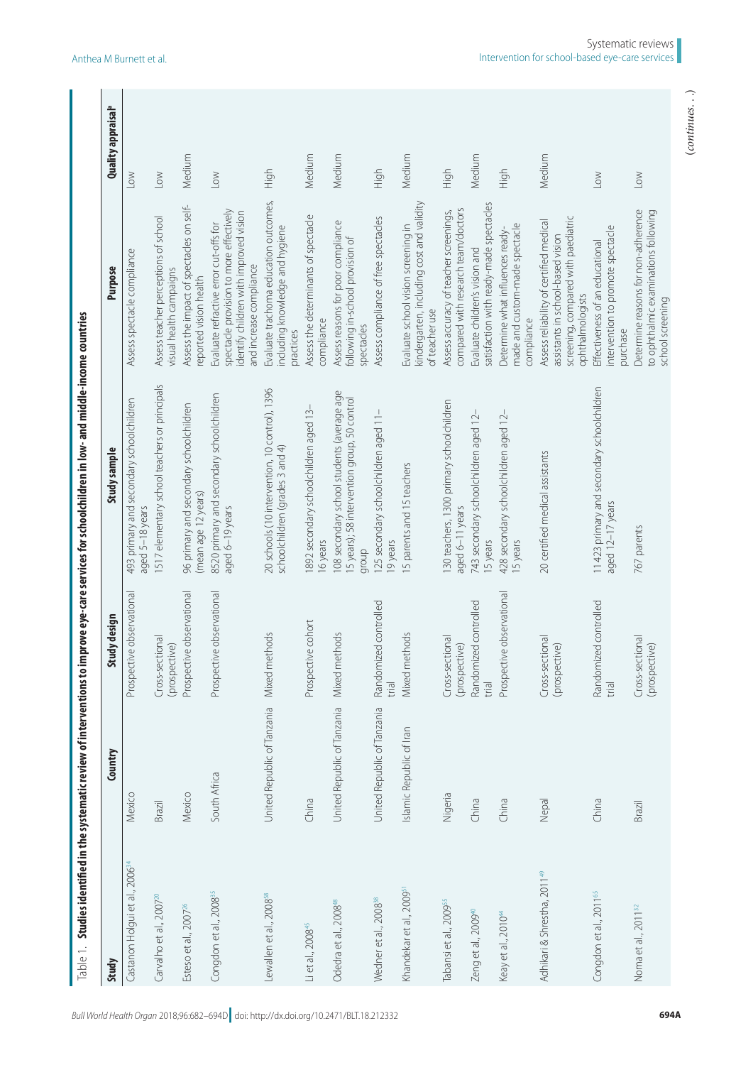Table 1. **Studies identified in the systematic review of interventions to improve eye-care services for schoolchildren in low- and middle-income countries**

| Study | Country | Study design | Study sample | Purpose | Quality appraisal[a] |
|---|---|---|---|---|---|
| Castanon Holguin et al., 2006[34] | Mexico | Prospective observational | 493 primary and secondary schoolchildren aged 5–18 years | Assess spectacle compliance | Low |
| Carvalho et al., 2007[70] | Brazil | Cross-sectional (prospective) | 1517 elementary school teachers or principals | Assess teacher perceptions of school visual health campaigns | Low |
| Esteso et al., 2007[76] | Mexico | Prospective observational | 96 primary and secondary schoolchildren (mean age 12 years) | Assess the impact of spectacles on self-reported vision health | Medium |
| Congdon et al., 2008[35] | South Africa | Prospective observational | 8520 primary and secondary schoolchildren aged 6–19 years | Evaluate refractive error cut-offs for spectacle provision to more effectively identify children with improved vision and increase compliance | Low |
| Lewallen et al., 2008[58] | United Republic of Tanzania | Mixed methods | 20 schools (10 intervention, 10 control), 1396 schoolchildren (grades 3 and 4) | Evaluate trachoma education outcomes, including knowledge and hygiene practices | High |
| Li et al., 2008[45] | China | Prospective cohort | 1892 secondary schoolchildren aged 13–16 years | Assess the determinants of spectacle compliance | Medium |
| Odedra et al., 2008[48] | United Republic of Tanzania | Mixed methods | 108 secondary school students (average age 15 years); 58 intervention group, 50 control group | Assess reasons for poor compliance following in-school provision of spectacles | Medium |
| Wedner et al., 2008[38] | United Republic of Tanzania | Randomized controlled trial | 125 secondary schoolchildren aged 11–19 years | Assess compliance of free spectacles | High |
| Khandekar et al., 2009[51] | Islamic Republic of Iran | Mixed methods | 15 parents and 15 teachers | Evaluate school vision screening in kindergarten, including cost and validity of teacher use | Medium |
| Tabansi et al., 2009[55] | Nigeria | Cross-sectional (prospective) | 130 teachers, 1300 primary schoolchildren aged 6–11 years | Assess accuracy of teacher screenings, compared with research team/doctors | High |
| Zeng et al., 2009[40] | China | Randomized controlled trial | 743 secondary schoolchildren aged 12–15 years | Evaluate children's vision and satisfaction with ready-made spectacles | Medium |
| Keay et al., 2010[44] | China | Prospective observational | 428 secondary schoolchildren aged 12–15 years | Determine what influences ready-made and custom-made spectacle compliance | High |
| Adhikari & Shrestha, 2011[49] | Nepal | Cross-sectional (prospective) | 20 certified medical assistants | Assess reliability of certified medical assistants in school-based vision screening, compared with paediatric ophthalmologists | Medium |
| Congdon et al., 2011[65] | China | Randomized controlled trial | 11 423 primary and secondary schoolchildren aged 12–17 years | Effectiveness of an educational intervention to promote spectacle purchase | Low |
| Noma et al., 2011[32] | Brazil | Cross-sectional (prospective) | 767 parents | Determine reasons for non-adherence to ophthalmic examinations following school screening | Low |

(continues. . .)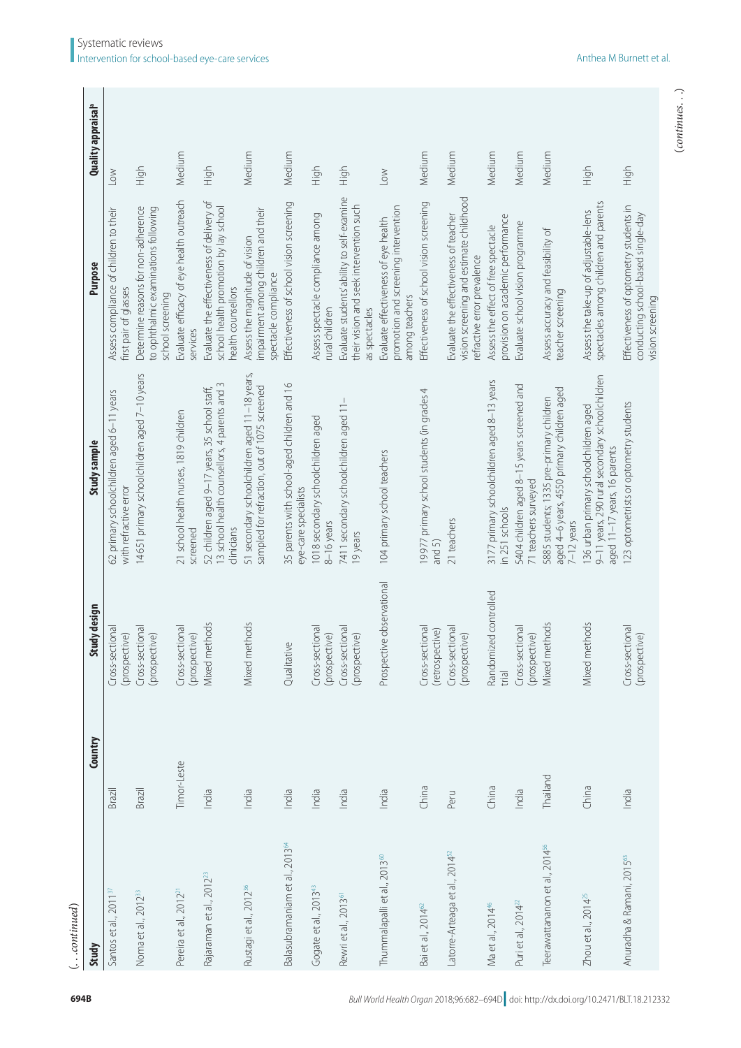(. . .continued)

| Study | Country | Study design | Study sample | Purpose | Quality appraisal[a] |
|---|---|---|---|---|---|
| Santos et al., 2011[37] | Brazil | Cross-sectional (prospective) | 62 primary schoolchildren aged 6–11 years with refractive error | Assess compliance of children to their first pair of glasses | Low |
| Noma et al., 2012[33] | Brazil | Cross-sectional (prospective) | 14651 primary schoolchildren aged 7–10 years | Determine reasons for non-adherence to ophthalmic examinations following school screening | High |
| Pereira et al., 2012[21] | Timor-Leste | Cross-sectional (prospective) | 21 school health nurses, 1819 children screened | Evaluate efficacy of eye health outreach services | Medium |
| Rajaraman et al., 2012[23] | India | Mixed methods | 52 children aged 9–17 years, 35 school staff, 13 school health counsellors, 4 parents and 3 clinicians | Evaluate the effectiveness of delivery of school health promotion by lay school health counsellors | High |
| Rustagi et al., 2012[36] | India | Mixed methods | 51 secondary schoolchildren aged 11–18 years, sampled for refraction, out of 1075 screened | Assess the magnitude of vision impairment among children and their spectacle compliance | Medium |
| Balasubramaniam et al., 2013[64] | India | Qualitative | 35 parents with school-aged children and 16 eye-care specialists | Effectiveness of school vision screening | Medium |
| Gogate et al., 2013[43] | India | Cross-sectional (prospective) | 1018 secondary schoolchildren aged 8–16 years | Assess spectacle compliance among rural children | High |
| Rewri et al., 2013[61] | India | Cross-sectional (prospective) | 7411 secondary schoolchildren aged 11–19 years | Evaluate student's ability to self-examine their vision and seek intervention such as spectacles | High |
| Thummalapalli et al., 2013[60] | India | Prospective observational | 104 primary school teachers | Evaluate effectiveness of eye health promotion and screening intervention among teachers | Low |
| Bai et al., 2014[62] | China | Cross-sectional (retrospective) | 19977 primary school students (in grades 4 and 5) | Effectiveness of school vision screening | Medium |
| Latorre-Arteaga et al., 2014[52] | Peru | Cross-sectional (prospective) | 21 teachers | Evaluate the effectiveness of teacher vision screening and estimate childhood refractive error prevalence | Medium |
| Ma et al., 2014[46] | China | Randomized controlled trial | 3177 primary schoolchildren aged 8–13 years in 251 schools | Assess the effect of free spectacle provision on academic performance | Medium |
| Puri et al., 2014[22] | India | Cross-sectional (prospective) | 5404 children aged 8–15 years screened and 71 teachers surveyed | Evaluate school vision programme | Medium |
| Teerawattananon et al., 2014[56] | Thailand | Mixed methods | 5885 students: 1335 pre-primary children aged 4–6 years, 4550 primary children aged 7–12 years | Assess accuracy and feasibility of teacher screening | Medium |
| Zhou et al., 2014[25] | China | Mixed methods | 136 urban primary schoolchildren aged 9–11 years, 290 rural secondary schoolchildren aged 11–17 years, 16 parents | Assess the take-up of adjustable-lens spectacles among children and parents | High |
| Anuradha & Ramani, 2015[63] | India | Cross-sectional (prospective) | 123 optometrists or optometry students | Effectiveness of optometry students in conducting school-based single-day vision screening | High |

(continues. . .)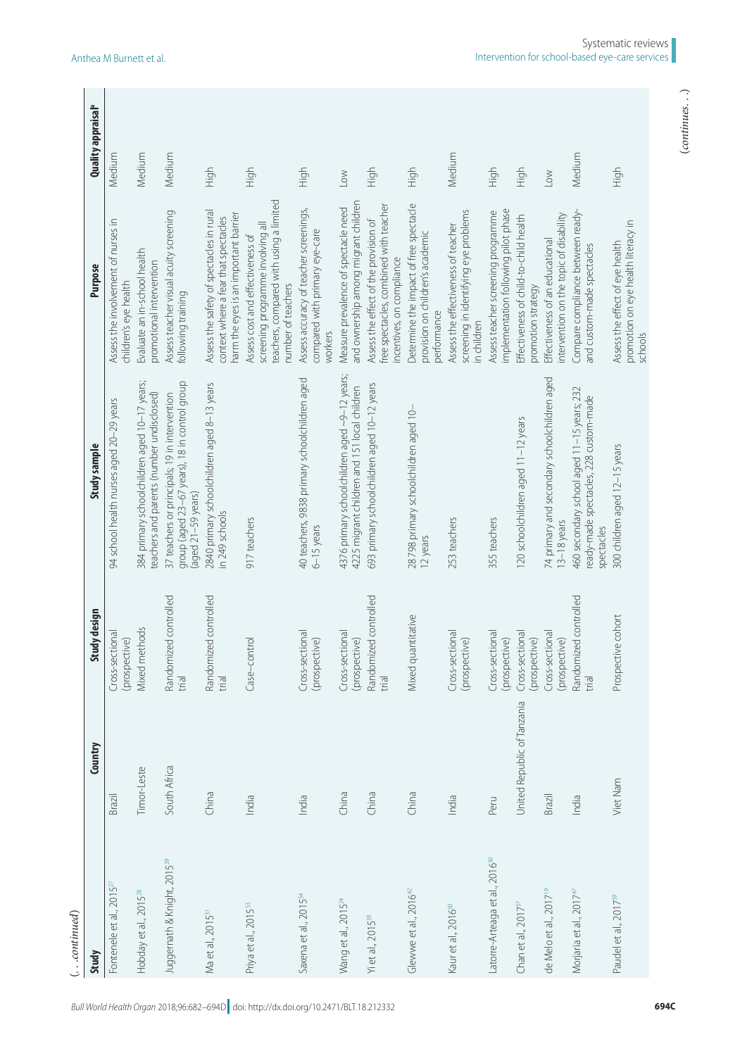(. . .continued)

| Study | Country | Study design | Study sample | Purpose | Quality appraisal[a] |
|---|---|---|---|---|---|
| Fontenele et al., 2015[27] | Brazil | Cross-sectional (prospective) | 94 school health nurses aged 20–29 years | Assess the involvement of nurses in children's eye health | Medium |
| Hobday et al., 2015[28] | Timor-Leste | Mixed methods | 384 primary schoolchildren aged 10–17 years; teachers and parents (number undisclosed) | Evaluate an in-school health promotional intervention | Medium |
| Juggernath & Knight, 2015[29] | South Africa | Randomized controlled trial | 37 teachers or principals; 19 in intervention group (aged 23–67 years), 18 in control group (aged 21–59 years) | Assess teacher visual acuity screening following training | Medium |
| Ma et al., 2015[51] | China | Randomized controlled trial | 2840 primary schoolchildren aged 8–13 years in 249 schools | Assess the safety of spectacles in rural context where a fear that spectacles harm the eyes is an important barrier | High |
| Priya et al., 2015[53] | India | Case–control | 917 teachers | Assess cost and effectiveness of screening programme involving all teachers, compared with using a limited number of teachers | High |
| Saxena et al., 2015[54] | India | Cross-sectional (prospective) | 40 teachers, 9838 primary schoolchildren aged 6–15 years | Assess accuracy of teacher screenings, compared with primary eye-care workers | High |
| Wang et al., 2015[24] | China | Cross-sectional (prospective) | 4376 primary schoolchildren aged ~9–12 years; 4225 migrant children and 151 local children | Measure prevalence of spectacle need and ownership among migrant children | Low |
| Yi et al., 2015[39] | China | Randomized controlled trial | 693 primary schoolchildren aged 10–12 years | Assess the effect of the provision of free spectacles, combined with teacher incentives, on compliance | High |
| Glewwe et al., 2016[42] | China | Mixed quantitative | 28798 primary schoolchildren aged 10–12 years | Determine the impact of free spectacle provision on children's academic performance | High |
| Kaur et al., 2016[50] | India | Cross-sectional (prospective) | 253 teachers | Assess the effectiveness of teacher screening in identifying eye problems in children | Medium |
| Latorre-Arteaga et al., 2016[30] | Peru | Cross-sectional (prospective) | 355 teachers | Assess teacher screening programme implementation following pilot phase | High |
| Chan et al., 2017[57] | United Republic of Tanzania | Cross-sectional (prospective) | 120 schoolchildren aged 11–12 years | Effectiveness of child-to-child health promotion strategy | High |
| de Melo et al., 2017[19] | Brazil | Cross-sectional (prospective) | 74 primary and secondary schoolchildren aged 13–18 years | Effectiveness of an educational intervention on the topic of disability | Low |
| Morjaria et al., 2017[47] | India | Randomized controlled trial | 460 secondary school aged 11–15 years; 232 ready-made spectacles, 228 custom-made spectacles | Compare compliance between ready-and custom-made spectacles | Medium |
| Paudel et al., 2017[59] | Viet Nam | Prospective cohort | 300 children aged 12–15 years | Assess the effect of eye health promotion on eye health literacy in schools | High |

(continues. . .)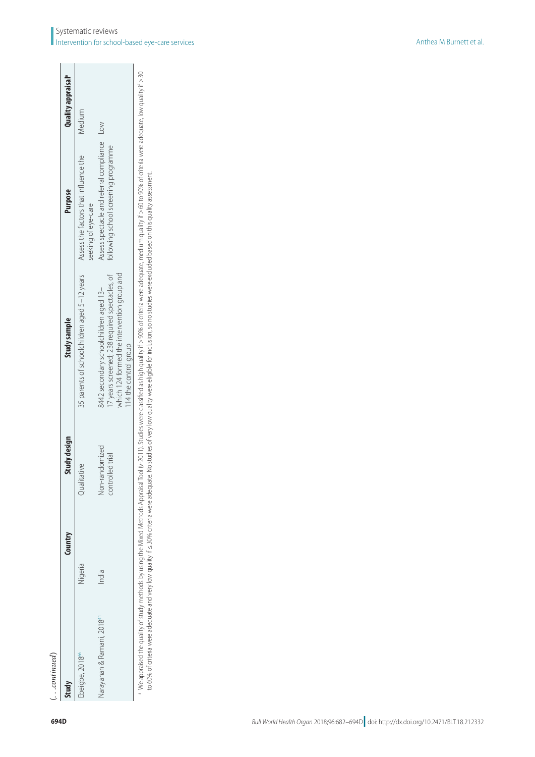(…continued)

| Study | Country | Study design | Study sample | Purpose | Quality appraisal[a] |
|---|---|---|---|---|---|
| Ebeigbe, 2018[66] | Nigeria | Qualitative | 35 parents of schoolchildren aged 5–12 years | Assess the factors that influence the seeking of eye-care | Medium |
| Narayanan & Ramani, 2018[41] | India | Non-randomized controlled trial | 8442 secondary schoolchildren aged 13–17 years screened; 238 required spectacles, of which 124 formed the intervention group and 114 the control group | Assess spectacle and referral compliance following school screening programme | Low |

[a] We appraised the quality of study methods by using the Mixed Methods Appraisal Tool (v-2011). Studies were classified as high quality if > 90% of criteria were adequate, medium quality if > 60 to 90% of criteria were adequate, low quality if > 30 to 60% of criteria were adequate and very low quality if ≤ 30% criteria were adequate. No studies of very low quality were eligible for inclusion, so no studies were excluded based on this quality assessment.